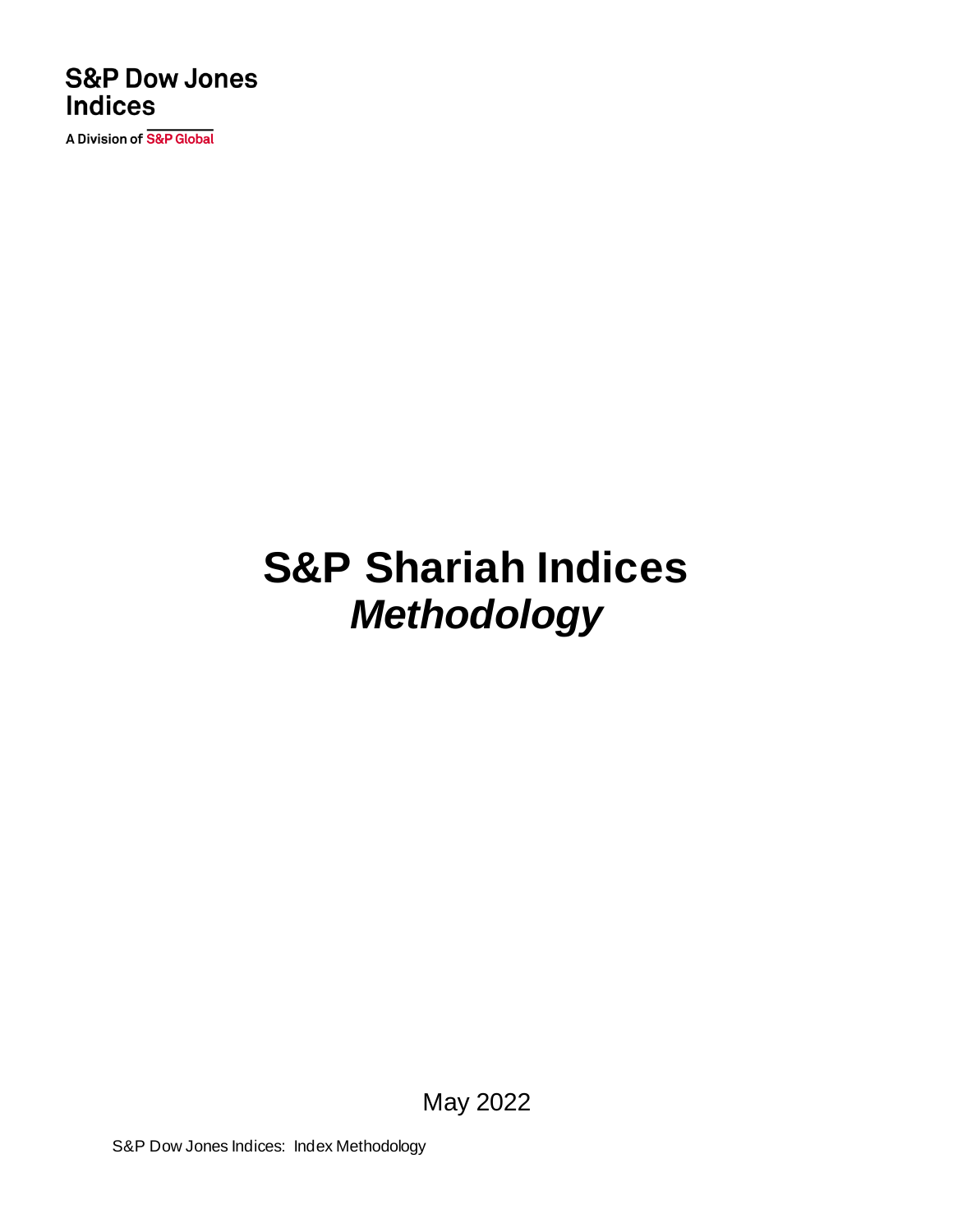S&P Dow Jones Indices

A Division of S&P Global

# S&P Shariah Indices *Methodology*

May 2022

S&P Dow Jones Indices: Index Methodology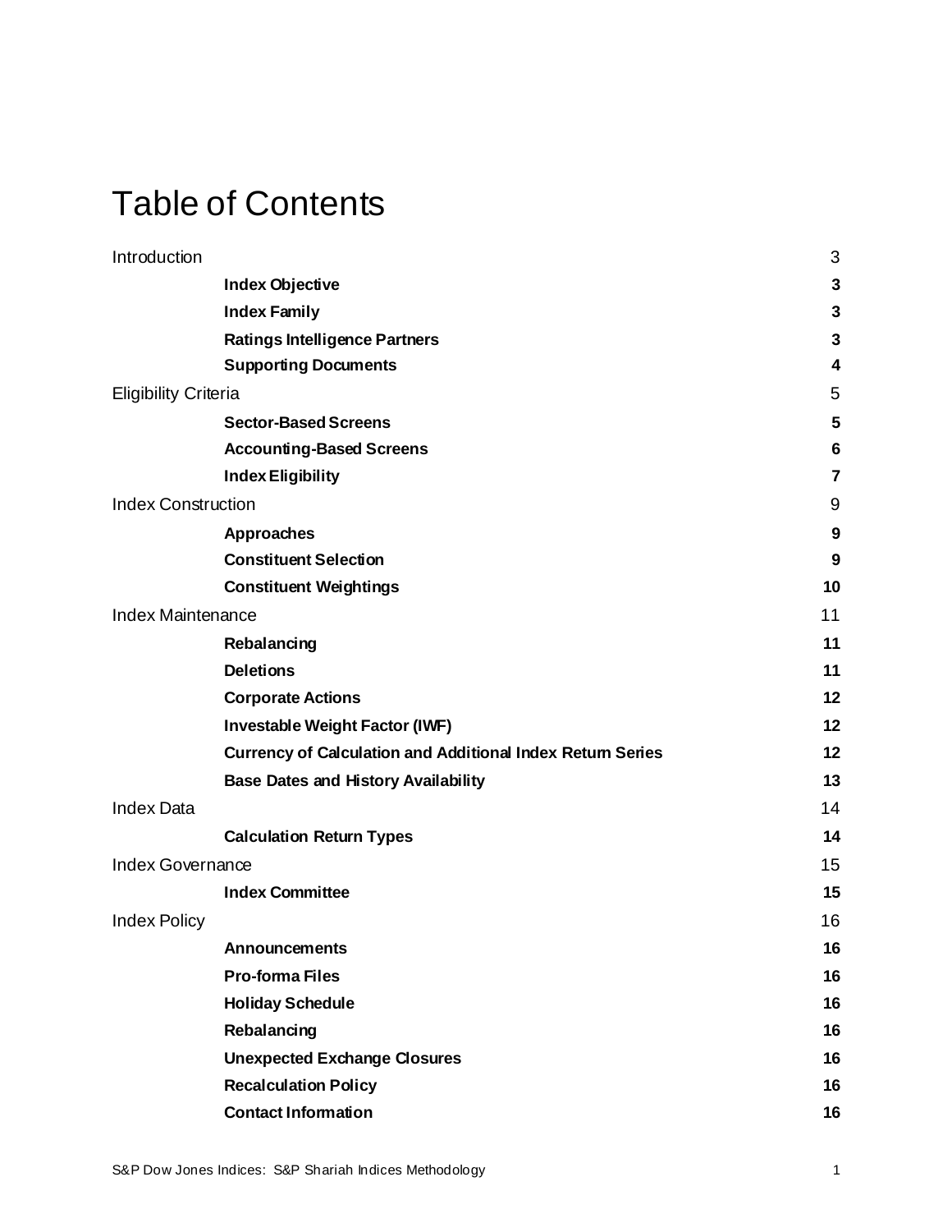# Table of Contents

| | |
|---|---|
| Introduction | 3 |
| **Index Objective** | **3** |
| **Index Family** | **3** |
| **Ratings Intelligence Partners** | **3** |
| **Supporting Documents** | **4** |
| Eligibility Criteria | 5 |
| **Sector-Based Screens** | **5** |
| **Accounting-Based Screens** | **6** |
| **Index Eligibility** | **7** |
| Index Construction | 9 |
| **Approaches** | **9** |
| **Constituent Selection** | **9** |
| **Constituent Weightings** | **10** |
| Index Maintenance | 11 |
| **Rebalancing** | **11** |
| **Deletions** | **11** |
| **Corporate Actions** | **12** |
| **Investable Weight Factor (IWF)** | **12** |
| **Currency of Calculation and Additional Index Return Series** | **12** |
| **Base Dates and History Availability** | **13** |
| Index Data | 14 |
| **Calculation Return Types** | **14** |
| Index Governance | 15 |
| **Index Committee** | **15** |
| Index Policy | 16 |
| **Announcements** | **16** |
| **Pro-forma Files** | **16** |
| **Holiday Schedule** | **16** |
| **Rebalancing** | **16** |
| **Unexpected Exchange Closures** | **16** |
| **Recalculation Policy** | **16** |
| **Contact Information** | **16** |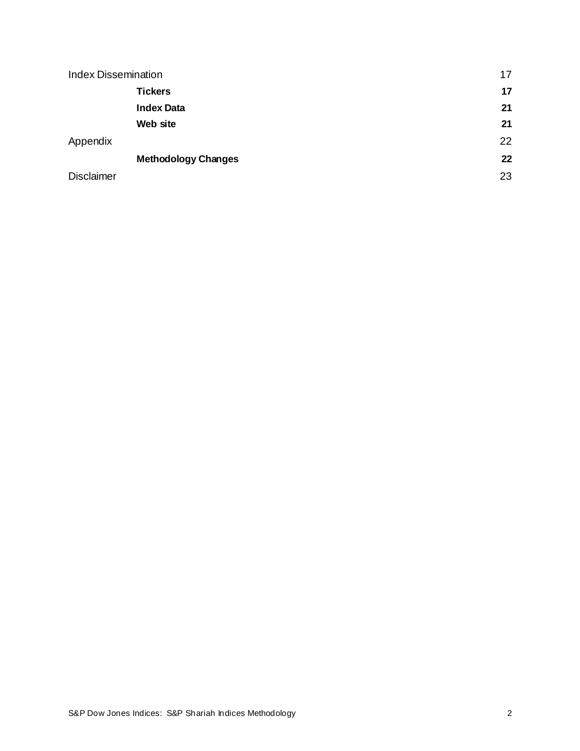| | |
|---|---|
| Index Dissemination | 17 |
| **Tickers** | **17** |
| **Index Data** | **21** |
| **Web site** | **21** |
| Appendix | 22 |
| **Methodology Changes** | **22** |
| Disclaimer | 23 |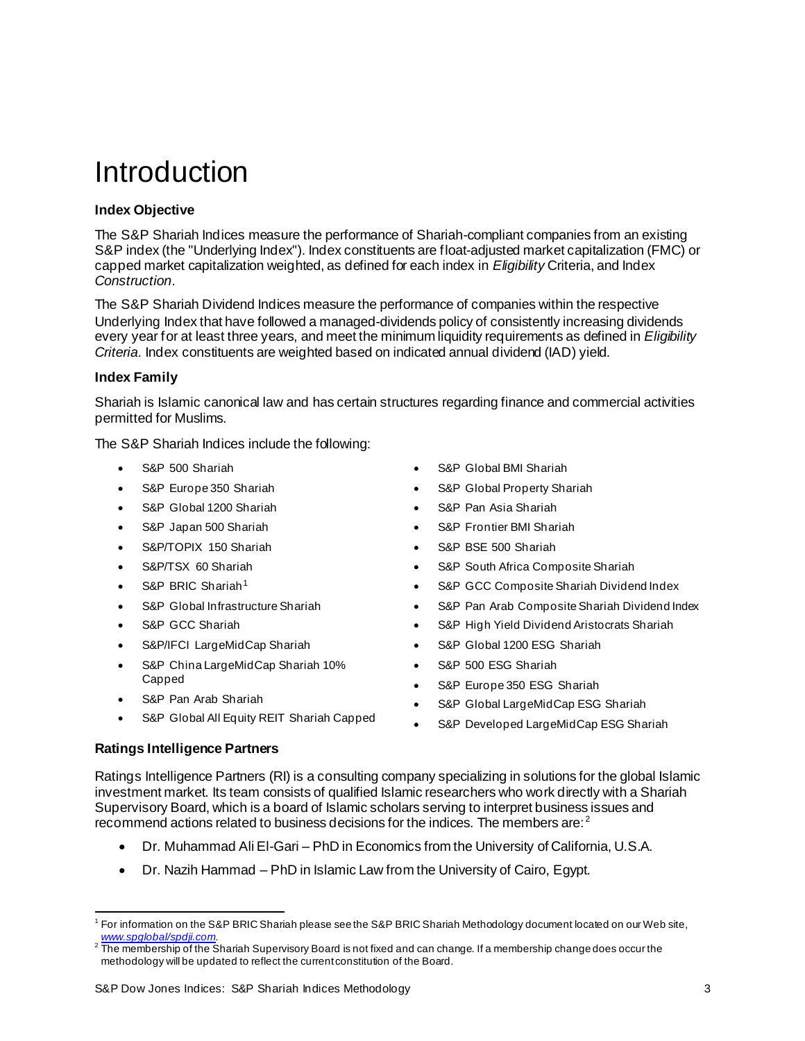# Introduction

### Index Objective

The S&P Shariah Indices measure the performance of Shariah-compliant companies from an existing S&P index (the "Underlying Index"). Index constituents are float-adjusted market capitalization (FMC) or capped market capitalization weighted, as defined for each index in *Eligibility* Criteria, and Index *Construction*.

The S&P Shariah Dividend Indices measure the performance of companies within the respective Underlying Index that have followed a managed-dividends policy of consistently increasing dividends every year for at least three years, and meet the minimum liquidity requirements as defined in *Eligibility Criteria*. Index constituents are weighted based on indicated annual dividend (IAD) yield.

### Index Family

Shariah is Islamic canonical law and has certain structures regarding finance and commercial activities permitted for Muslims.

The S&P Shariah Indices include the following:

- S&P 500 Shariah
- S&P Europe 350 Shariah
- S&P Global 1200 Shariah
- S&P Japan 500 Shariah
- S&P/TOPIX 150 Shariah
- S&P/TSX 60 Shariah
- S&P BRIC Shariah[1]
- S&P Global Infrastructure Shariah
- S&P GCC Shariah
- S&P/IFCI LargeMidCap Shariah
- S&P China LargeMidCap Shariah 10% Capped
- S&P Pan Arab Shariah
- S&P Global All Equity REIT Shariah Capped
- S&P Global BMI Shariah
- S&P Global Property Shariah
- S&P Pan Asia Shariah
- S&P Frontier BMI Shariah
- S&P BSE 500 Shariah
- S&P South Africa Composite Shariah
- S&P GCC Composite Shariah Dividend Index
- S&P Pan Arab Composite Shariah Dividend Index
- S&P High Yield Dividend Aristocrats Shariah
- S&P Global 1200 ESG Shariah
- S&P 500 ESG Shariah
- S&P Europe 350 ESG Shariah
- S&P Global LargeMidCap ESG Shariah
- S&P Developed LargeMidCap ESG Shariah

### Ratings Intelligence Partners

Ratings Intelligence Partners (RI) is a consulting company specializing in solutions for the global Islamic investment market. Its team consists of qualified Islamic researchers who work directly with a Shariah Supervisory Board, which is a board of Islamic scholars serving to interpret business issues and recommend actions related to business decisions for the indices. The members are:[2]

- Dr. Muhammad Ali El-Gari – PhD in Economics from the University of California, U.S.A.
- Dr. Nazih Hammad – PhD in Islamic Law from the University of Cairo, Egypt.

---

[1] For information on the S&P BRIC Shariah please see the S&P BRIC Shariah Methodology document located on our Web site, www.spglobal/spdji.com.

[2] The membership of the Shariah Supervisory Board is not fixed and can change. If a membership change does occur the methodology will be updated to reflect the current constitution of the Board.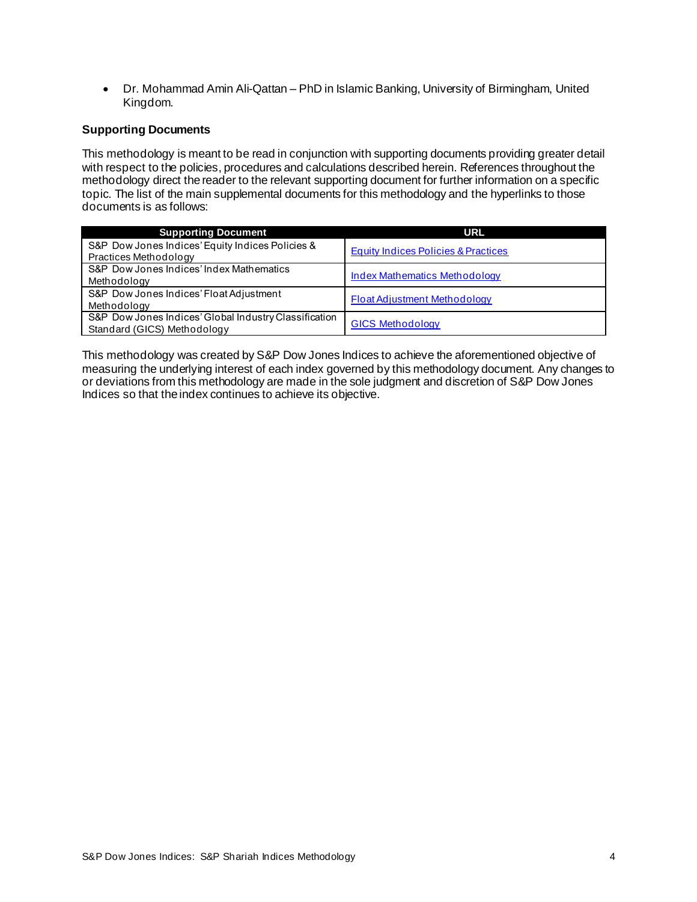- Dr. Mohammad Amin Ali-Qattan – PhD in Islamic Banking, University of Birmingham, United Kingdom.

### Supporting Documents

This methodology is meant to be read in conjunction with supporting documents providing greater detail with respect to the policies, procedures and calculations described herein. References throughout the methodology direct the reader to the relevant supporting document for further information on a specific topic. The list of the main supplemental documents for this methodology and the hyperlinks to those documents is as follows:

| Supporting Document | URL |
|---|---|
| S&P Dow Jones Indices' Equity Indices Policies & Practices Methodology | Equity Indices Policies & Practices |
| S&P Dow Jones Indices' Index Mathematics Methodology | Index Mathematics Methodology |
| S&P Dow Jones Indices' Float Adjustment Methodology | Float Adjustment Methodology |
| S&P Dow Jones Indices' Global Industry Classification Standard (GICS) Methodology | GICS Methodology |

This methodology was created by S&P Dow Jones Indices to achieve the aforementioned objective of measuring the underlying interest of each index governed by this methodology document. Any changes to or deviations from this methodology are made in the sole judgment and discretion of S&P Dow Jones Indices so that the index continues to achieve its objective.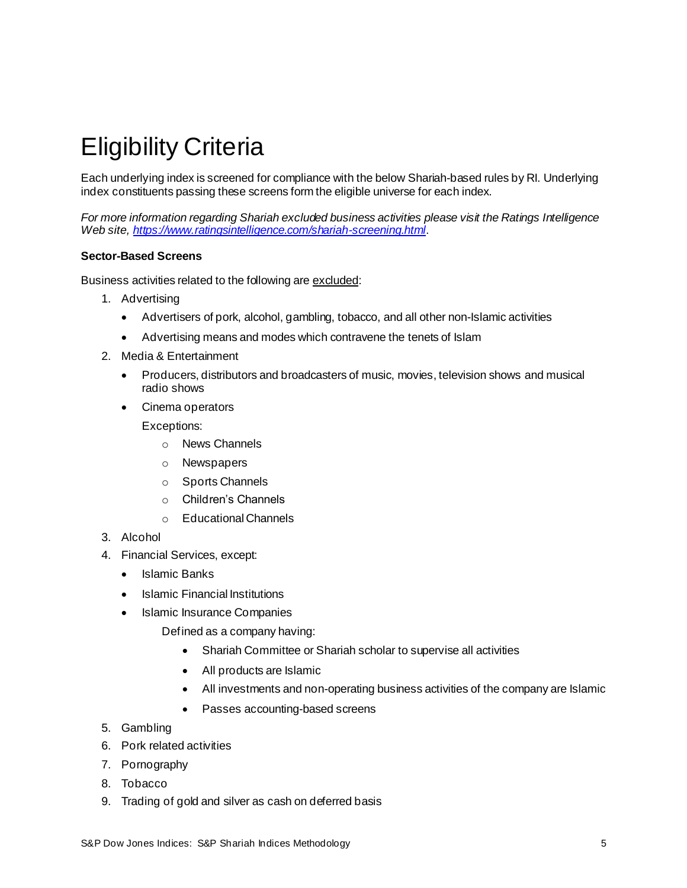# Eligibility Criteria

Each underlying index is screened for compliance with the below Shariah-based rules by RI. Underlying index constituents passing these screens form the eligible universe for each index.

*For more information regarding Shariah excluded business activities please visit the Ratings Intelligence Web site, [https://www.ratingsintelligence.com/shariah-screening.html](https://www.ratingsintelligence.com/shariah-screening.html).*

**Sector-Based Screens**

Business activities related to the following are excluded:

1. Advertising
   - Advertisers of pork, alcohol, gambling, tobacco, and all other non-Islamic activities
   - Advertising means and modes which contravene the tenets of Islam
2. Media & Entertainment
   - Producers, distributors and broadcasters of music, movies, television shows and musical radio shows
   - Cinema operators

     Exceptions:
     - News Channels
     - Newspapers
     - Sports Channels
     - Children's Channels
     - Educational Channels
3. Alcohol
4. Financial Services, except:
   - Islamic Banks
   - Islamic Financial Institutions
   - Islamic Insurance Companies

     Defined as a company having:
     - Shariah Committee or Shariah scholar to supervise all activities
     - All products are Islamic
     - All investments and non-operating business activities of the company are Islamic
     - Passes accounting-based screens
5. Gambling
6. Pork related activities
7. Pornography
8. Tobacco
9. Trading of gold and silver as cash on deferred basis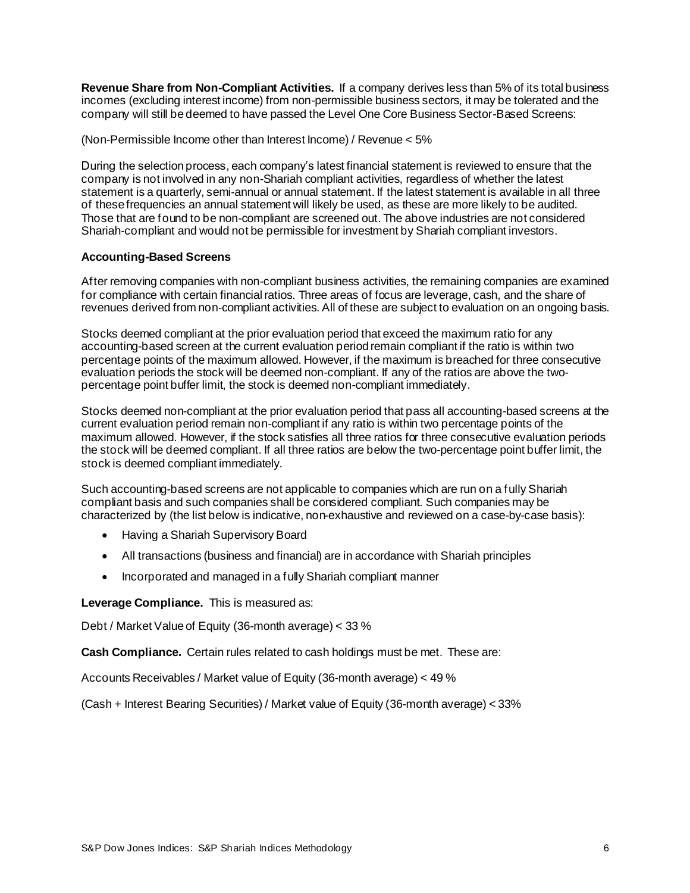**Revenue Share from Non-Compliant Activities.** If a company derives less than 5% of its total business incomes (excluding interest income) from non-permissible business sectors, it may be tolerated and the company will still be deemed to have passed the Level One Core Business Sector-Based Screens:

(Non-Permissible Income other than Interest Income) / Revenue < 5%

During the selection process, each company's latest financial statement is reviewed to ensure that the company is not involved in any non-Shariah compliant activities, regardless of whether the latest statement is a quarterly, semi-annual or annual statement. If the latest statement is available in all three of these frequencies an annual statement will likely be used, as these are more likely to be audited. Those that are found to be non-compliant are screened out. The above industries are not considered Shariah-compliant and would not be permissible for investment by Shariah compliant investors.

### Accounting-Based Screens

After removing companies with non-compliant business activities, the remaining companies are examined for compliance with certain financial ratios. Three areas of focus are leverage, cash, and the share of revenues derived from non-compliant activities. All of these are subject to evaluation on an ongoing basis.

Stocks deemed compliant at the prior evaluation period that exceed the maximum ratio for any accounting-based screen at the current evaluation period remain compliant if the ratio is within two percentage points of the maximum allowed. However, if the maximum is breached for three consecutive evaluation periods the stock will be deemed non-compliant. If any of the ratios are above the two-percentage point buffer limit, the stock is deemed non-compliant immediately.

Stocks deemed non-compliant at the prior evaluation period that pass all accounting-based screens at the current evaluation period remain non-compliant if any ratio is within two percentage points of the maximum allowed. However, if the stock satisfies all three ratios for three consecutive evaluation periods the stock will be deemed compliant. If all three ratios are below the two-percentage point buffer limit, the stock is deemed compliant immediately.

Such accounting-based screens are not applicable to companies which are run on a fully Shariah compliant basis and such companies shall be considered compliant. Such companies may be characterized by (the list below is indicative, non-exhaustive and reviewed on a case-by-case basis):

- Having a Shariah Supervisory Board
- All transactions (business and financial) are in accordance with Shariah principles
- Incorporated and managed in a fully Shariah compliant manner

**Leverage Compliance.** This is measured as:

Debt / Market Value of Equity (36-month average) < 33 %

**Cash Compliance.** Certain rules related to cash holdings must be met. These are:

Accounts Receivables / Market value of Equity (36-month average) < 49 %

(Cash + Interest Bearing Securities) / Market value of Equity (36-month average) < 33%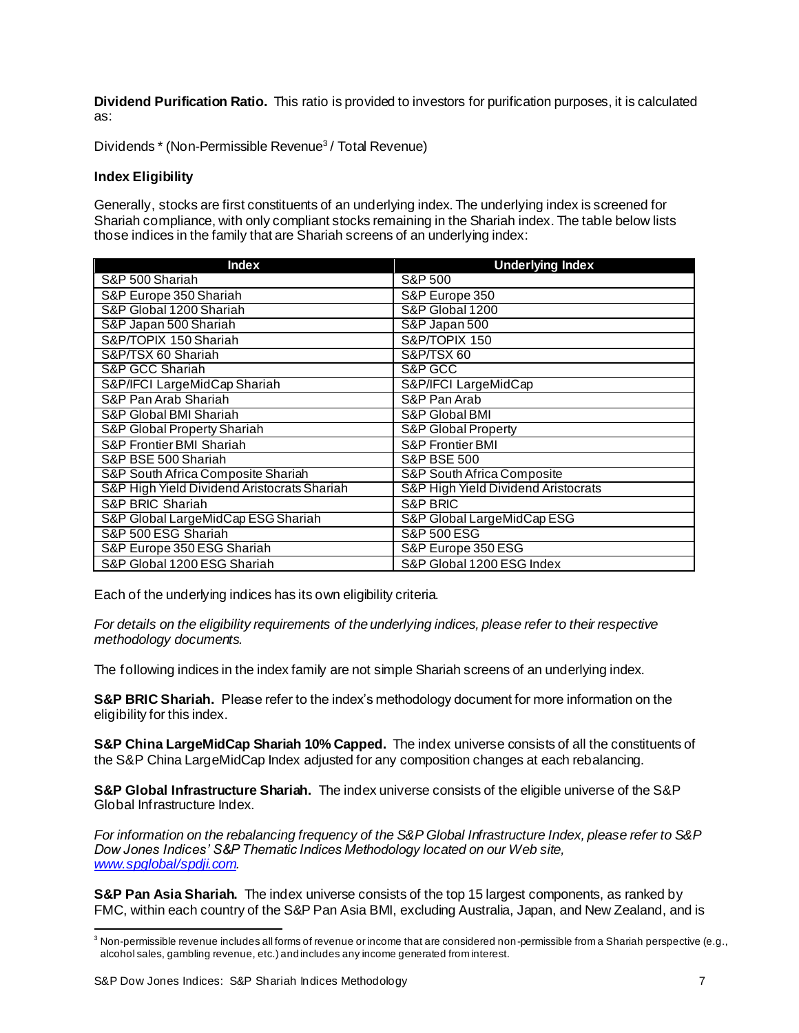**Dividend Purification Ratio.** This ratio is provided to investors for purification purposes, it is calculated as:

Dividends * (Non-Permissible Revenue[3] / Total Revenue)

**Index Eligibility**

Generally, stocks are first constituents of an underlying index. The underlying index is screened for Shariah compliance, with only compliant stocks remaining in the Shariah index. The table below lists those indices in the family that are Shariah screens of an underlying index:

| Index | Underlying Index |
|---|---|
| S&P 500 Shariah | S&P 500 |
| S&P Europe 350 Shariah | S&P Europe 350 |
| S&P Global 1200 Shariah | S&P Global 1200 |
| S&P Japan 500 Shariah | S&P Japan 500 |
| S&P/TOPIX 150 Shariah | S&P/TOPIX 150 |
| S&P/TSX 60 Shariah | S&P/TSX 60 |
| S&P GCC Shariah | S&P GCC |
| S&P/IFCI LargeMidCap Shariah | S&P/IFCI LargeMidCap |
| S&P Pan Arab Shariah | S&P Pan Arab |
| S&P Global BMI Shariah | S&P Global BMI |
| S&P Global Property Shariah | S&P Global Property |
| S&P Frontier BMI Shariah | S&P Frontier BMI |
| S&P BSE 500 Shariah | S&P BSE 500 |
| S&P South Africa Composite Shariah | S&P South Africa Composite |
| S&P High Yield Dividend Aristocrats Shariah | S&P High Yield Dividend Aristocrats |
| S&P BRIC Shariah | S&P BRIC |
| S&P Global LargeMidCap ESG Shariah | S&P Global LargeMidCap ESG |
| S&P 500 ESG Shariah | S&P 500 ESG |
| S&P Europe 350 ESG Shariah | S&P Europe 350 ESG |
| S&P Global 1200 ESG Shariah | S&P Global 1200 ESG Index |

Each of the underlying indices has its own eligibility criteria.

*For details on the eligibility requirements of the underlying indices, please refer to their respective methodology documents.*

The following indices in the index family are not simple Shariah screens of an underlying index.

**S&P BRIC Shariah.** Please refer to the index's methodology document for more information on the eligibility for this index.

**S&P China LargeMidCap Shariah 10% Capped.** The index universe consists of all the constituents of the S&P China LargeMidCap Index adjusted for any composition changes at each rebalancing.

**S&P Global Infrastructure Shariah.** The index universe consists of the eligible universe of the S&P Global Infrastructure Index.

*For information on the rebalancing frequency of the S&P Global Infrastructure Index, please refer to S&P Dow Jones Indices' S&P Thematic Indices Methodology located on our Web site, [www.spglobal/spdji.com](www.spglobal/spdji.com).*

**S&P Pan Asia Shariah.** The index universe consists of the top 15 largest components, as ranked by FMC, within each country of the S&P Pan Asia BMI, excluding Australia, Japan, and New Zealand, and is

[3] Non-permissible revenue includes all forms of revenue or income that are considered non-permissible from a Shariah perspective (e.g., alcohol sales, gambling revenue, etc.) and includes any income generated from interest.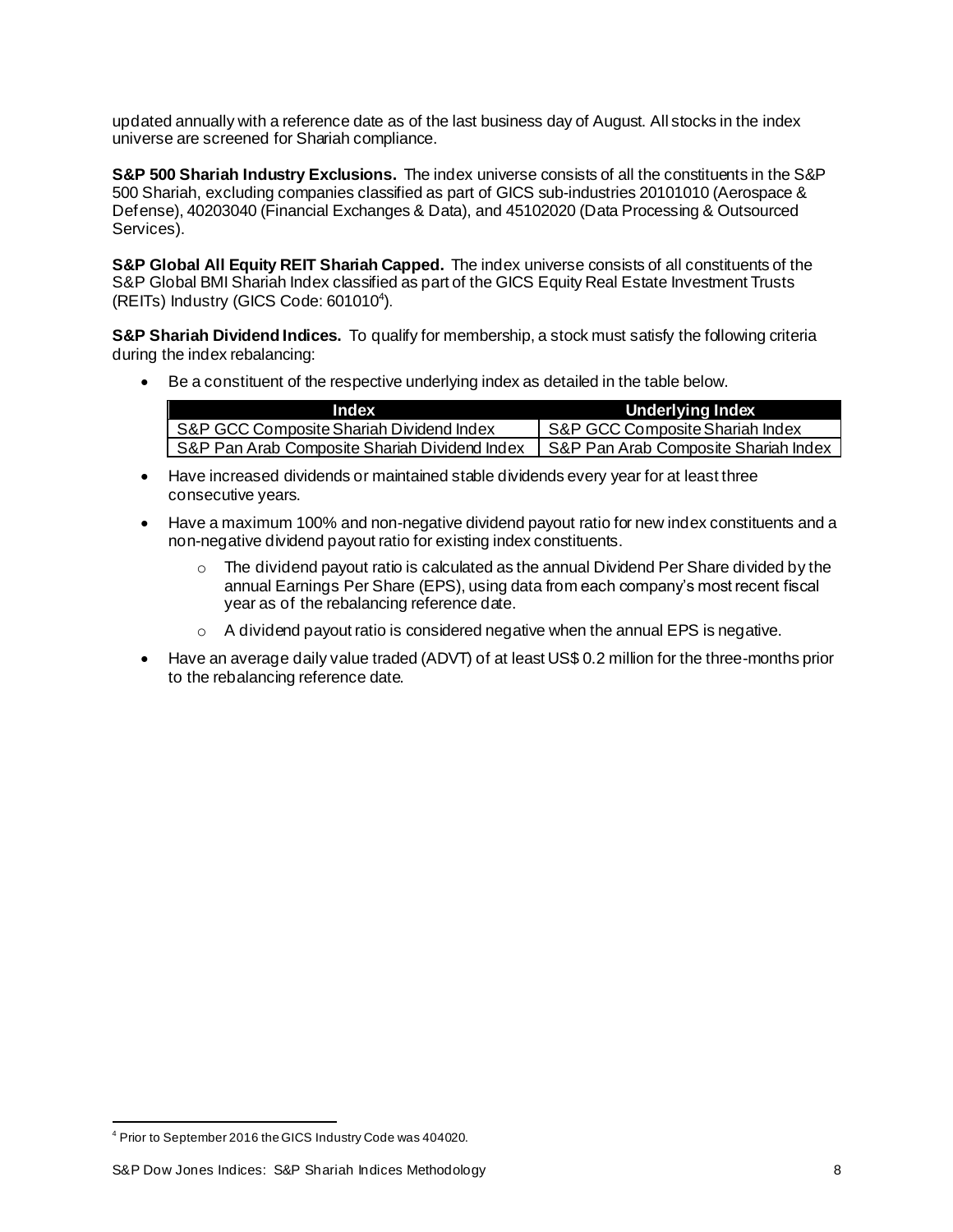updated annually with a reference date as of the last business day of August. All stocks in the index universe are screened for Shariah compliance.

**S&P 500 Shariah Industry Exclusions.** The index universe consists of all the constituents in the S&P 500 Shariah, excluding companies classified as part of GICS sub-industries 20101010 (Aerospace & Defense), 40203040 (Financial Exchanges & Data), and 45102020 (Data Processing & Outsourced Services).

**S&P Global All Equity REIT Shariah Capped.** The index universe consists of all constituents of the S&P Global BMI Shariah Index classified as part of the GICS Equity Real Estate Investment Trusts (REITs) Industry (GICS Code: 601010[4]).

**S&P Shariah Dividend Indices.** To qualify for membership, a stock must satisfy the following criteria during the index rebalancing:

- Be a constituent of the respective underlying index as detailed in the table below.

| Index | Underlying Index |
|---|---|
| S&P GCC Composite Shariah Dividend Index | S&P GCC Composite Shariah Index |
| S&P Pan Arab Composite Shariah Dividend Index | S&P Pan Arab Composite Shariah Index |

- Have increased dividends or maintained stable dividends every year for at least three consecutive years.
- Have a maximum 100% and non-negative dividend payout ratio for new index constituents and a non-negative dividend payout ratio for existing index constituents.
  - The dividend payout ratio is calculated as the annual Dividend Per Share divided by the annual Earnings Per Share (EPS), using data from each company's most recent fiscal year as of the rebalancing reference date.
  - A dividend payout ratio is considered negative when the annual EPS is negative.
- Have an average daily value traded (ADVT) of at least US$ 0.2 million for the three-months prior to the rebalancing reference date.

[4] Prior to September 2016 the GICS Industry Code was 404020.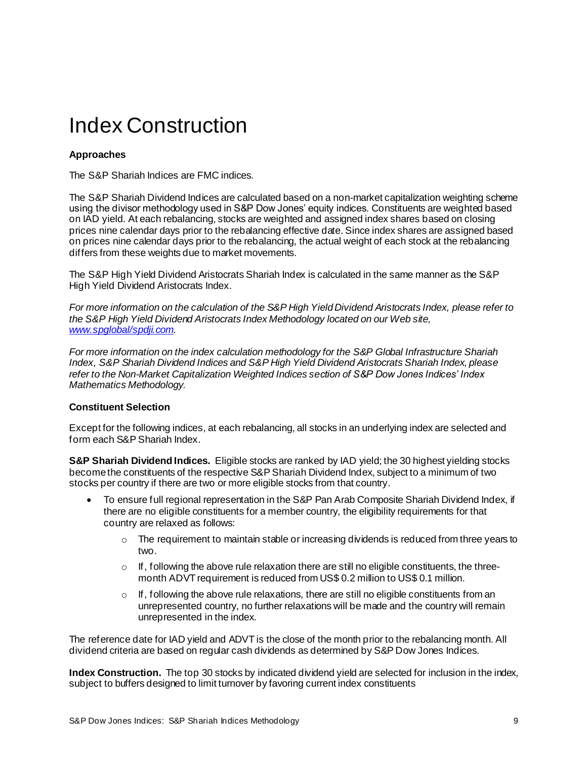# Index Construction

**Approaches**

The S&P Shariah Indices are FMC indices.

The S&P Shariah Dividend Indices are calculated based on a non-market capitalization weighting scheme using the divisor methodology used in S&P Dow Jones' equity indices. Constituents are weighted based on IAD yield. At each rebalancing, stocks are weighted and assigned index shares based on closing prices nine calendar days prior to the rebalancing effective date. Since index shares are assigned based on prices nine calendar days prior to the rebalancing, the actual weight of each stock at the rebalancing differs from these weights due to market movements.

The S&P High Yield Dividend Aristocrats Shariah Index is calculated in the same manner as the S&P High Yield Dividend Aristocrats Index.

*For more information on the calculation of the S&P High Yield Dividend Aristocrats Index, please refer to the S&P High Yield Dividend Aristocrats Index Methodology located on our Web site, [www.spglobal/spdji.com](www.spglobal/spdji.com).*

*For more information on the index calculation methodology for the S&P Global Infrastructure Shariah Index, S&P Shariah Dividend Indices and S&P High Yield Dividend Aristocrats Shariah Index, please refer to the Non-Market Capitalization Weighted Indices section of S&P Dow Jones Indices' Index Mathematics Methodology.*

**Constituent Selection**

Except for the following indices, at each rebalancing, all stocks in an underlying index are selected and form each S&P Shariah Index.

**S&P Shariah Dividend Indices.** Eligible stocks are ranked by IAD yield; the 30 highest yielding stocks become the constituents of the respective S&P Shariah Dividend Index, subject to a minimum of two stocks per country if there are two or more eligible stocks from that country.

- To ensure full regional representation in the S&P Pan Arab Composite Shariah Dividend Index, if there are no eligible constituents for a member country, the eligibility requirements for that country are relaxed as follows:
  - The requirement to maintain stable or increasing dividends is reduced from three years to two.
  - If, following the above rule relaxation there are still no eligible constituents, the three-month ADVT requirement is reduced from US$ 0.2 million to US$ 0.1 million.
  - If, following the above rule relaxations, there are still no eligible constituents from an unrepresented country, no further relaxations will be made and the country will remain unrepresented in the index.

The reference date for IAD yield and ADVT is the close of the month prior to the rebalancing month. All dividend criteria are based on regular cash dividends as determined by S&P Dow Jones Indices.

**Index Construction.** The top 30 stocks by indicated dividend yield are selected for inclusion in the index, subject to buffers designed to limit turnover by favoring current index constituents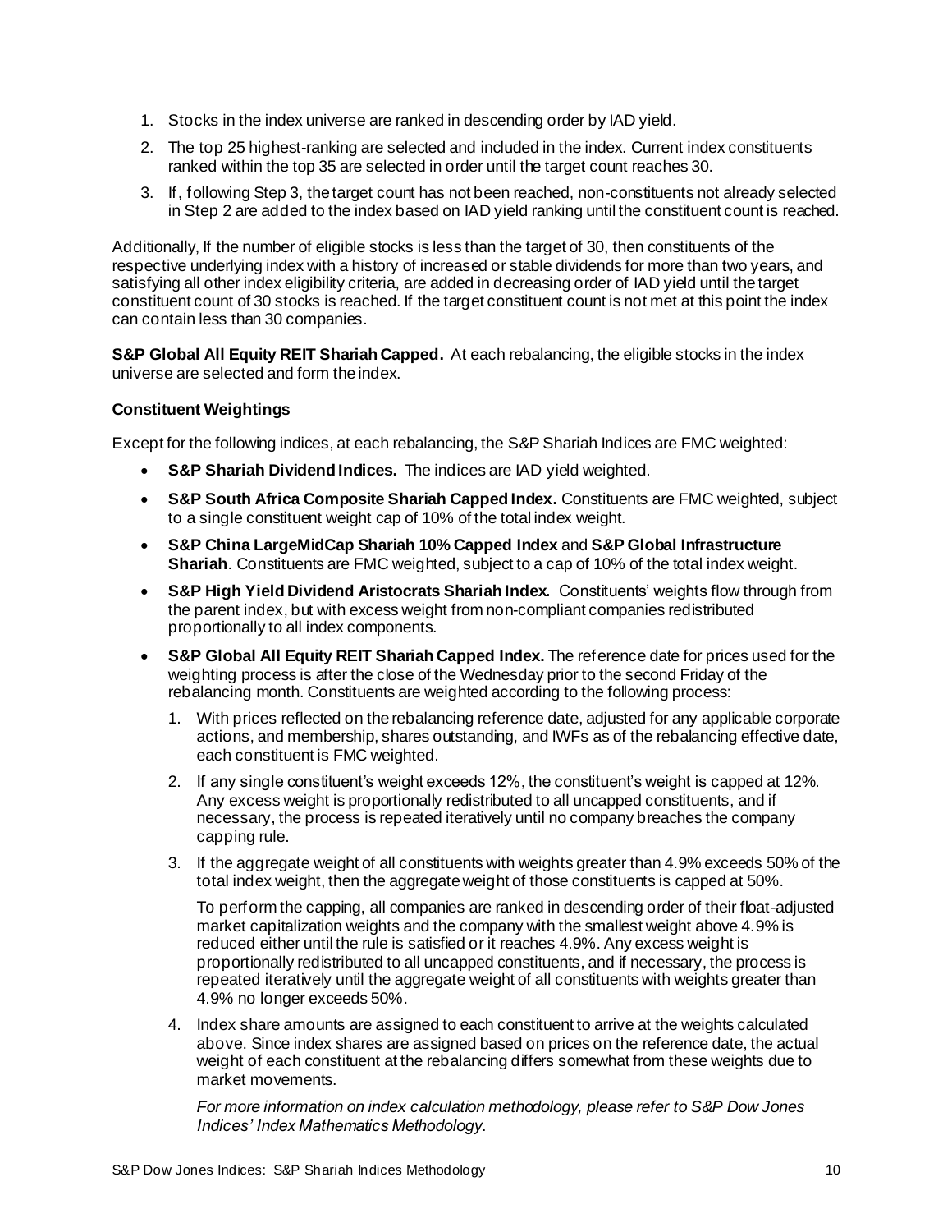1. Stocks in the index universe are ranked in descending order by IAD yield.
2. The top 25 highest-ranking are selected and included in the index. Current index constituents ranked within the top 35 are selected in order until the target count reaches 30.
3. If, following Step 3, the target count has not been reached, non-constituents not already selected in Step 2 are added to the index based on IAD yield ranking until the constituent count is reached.

Additionally, If the number of eligible stocks is less than the target of 30, then constituents of the respective underlying index with a history of increased or stable dividends for more than two years, and satisfying all other index eligibility criteria, are added in decreasing order of IAD yield until the target constituent count of 30 stocks is reached. If the target constituent count is not met at this point the index can contain less than 30 companies.

**S&P Global All Equity REIT Shariah Capped.** At each rebalancing, the eligible stocks in the index universe are selected and form the index.

### Constituent Weightings

Except for the following indices, at each rebalancing, the S&P Shariah Indices are FMC weighted:

- **S&P Shariah Dividend Indices.** The indices are IAD yield weighted.
- **S&P South Africa Composite Shariah Capped Index.** Constituents are FMC weighted, subject to a single constituent weight cap of 10% of the total index weight.
- **S&P China LargeMidCap Shariah 10% Capped Index** and **S&P Global Infrastructure Shariah**. Constituents are FMC weighted, subject to a cap of 10% of the total index weight.
- **S&P High Yield Dividend Aristocrats Shariah Index.** Constituents' weights flow through from the parent index, but with excess weight from non-compliant companies redistributed proportionally to all index components.
- **S&P Global All Equity REIT Shariah Capped Index.** The reference date for prices used for the weighting process is after the close of the Wednesday prior to the second Friday of the rebalancing month. Constituents are weighted according to the following process:
  1. With prices reflected on the rebalancing reference date, adjusted for any applicable corporate actions, and membership, shares outstanding, and IWFs as of the rebalancing effective date, each constituent is FMC weighted.
  2. If any single constituent's weight exceeds 12%, the constituent's weight is capped at 12%. Any excess weight is proportionally redistributed to all uncapped constituents, and if necessary, the process is repeated iteratively until no company breaches the company capping rule.
  3. If the aggregate weight of all constituents with weights greater than 4.9% exceeds 50% of the total index weight, then the aggregate weight of those constituents is capped at 50%.

     To perform the capping, all companies are ranked in descending order of their float-adjusted market capitalization weights and the company with the smallest weight above 4.9% is reduced either until the rule is satisfied or it reaches 4.9%. Any excess weight is proportionally redistributed to all uncapped constituents, and if necessary, the process is repeated iteratively until the aggregate weight of all constituents with weights greater than 4.9% no longer exceeds 50%.
  4. Index share amounts are assigned to each constituent to arrive at the weights calculated above. Since index shares are assigned based on prices on the reference date, the actual weight of each constituent at the rebalancing differs somewhat from these weights due to market movements.

     *For more information on index calculation methodology, please refer to S&P Dow Jones Indices' Index Mathematics Methodology.*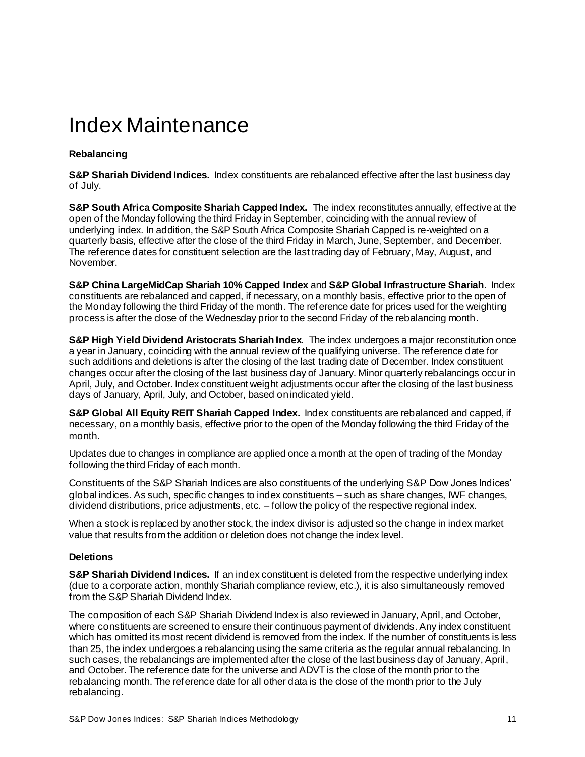# Index Maintenance

### Rebalancing

**S&P Shariah Dividend Indices.** Index constituents are rebalanced effective after the last business day of July.

**S&P South Africa Composite Shariah Capped Index.** The index reconstitutes annually, effective at the open of the Monday following the third Friday in September, coinciding with the annual review of underlying index. In addition, the S&P South Africa Composite Shariah Capped is re-weighted on a quarterly basis, effective after the close of the third Friday in March, June, September, and December. The reference dates for constituent selection are the last trading day of February, May, August, and November.

**S&P China LargeMidCap Shariah 10% Capped Index** and **S&P Global Infrastructure Shariah**. Index constituents are rebalanced and capped, if necessary, on a monthly basis, effective prior to the open of the Monday following the third Friday of the month. The reference date for prices used for the weighting process is after the close of the Wednesday prior to the second Friday of the rebalancing month.

**S&P High Yield Dividend Aristocrats Shariah Index.** The index undergoes a major reconstitution once a year in January, coinciding with the annual review of the qualifying universe. The reference date for such additions and deletions is after the closing of the last trading date of December. Index constituent changes occur after the closing of the last business day of January. Minor quarterly rebalancings occur in April, July, and October. Index constituent weight adjustments occur after the closing of the last business days of January, April, July, and October, based on indicated yield.

**S&P Global All Equity REIT Shariah Capped Index.** Index constituents are rebalanced and capped, if necessary, on a monthly basis, effective prior to the open of the Monday following the third Friday of the month.

Updates due to changes in compliance are applied once a month at the open of trading of the Monday following the third Friday of each month.

Constituents of the S&P Shariah Indices are also constituents of the underlying S&P Dow Jones Indices' global indices. As such, specific changes to index constituents – such as share changes, IWF changes, dividend distributions, price adjustments, etc. – follow the policy of the respective regional index.

When a stock is replaced by another stock, the index divisor is adjusted so the change in index market value that results from the addition or deletion does not change the index level.

### Deletions

**S&P Shariah Dividend Indices.** If an index constituent is deleted from the respective underlying index (due to a corporate action, monthly Shariah compliance review, etc.), it is also simultaneously removed from the S&P Shariah Dividend Index.

The composition of each S&P Shariah Dividend Index is also reviewed in January, April, and October, where constituents are screened to ensure their continuous payment of dividends. Any index constituent which has omitted its most recent dividend is removed from the index. If the number of constituents is less than 25, the index undergoes a rebalancing using the same criteria as the regular annual rebalancing. In such cases, the rebalancings are implemented after the close of the last business day of January, April, and October. The reference date for the universe and ADVT is the close of the month prior to the rebalancing month. The reference date for all other data is the close of the month prior to the July rebalancing.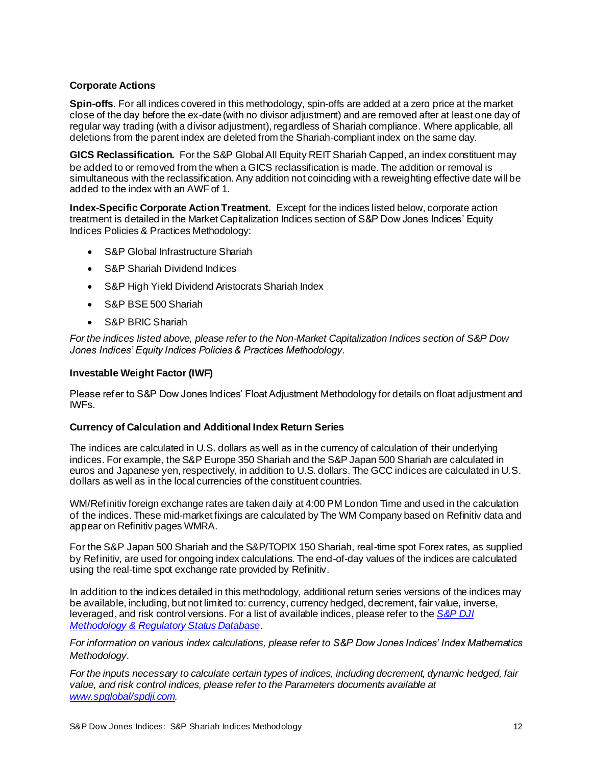### Corporate Actions

**Spin-offs**. For all indices covered in this methodology, spin-offs are added at a zero price at the market close of the day before the ex-date (with no divisor adjustment) and are removed after at least one day of regular way trading (with a divisor adjustment), regardless of Shariah compliance. Where applicable, all deletions from the parent index are deleted from the Shariah-compliant index on the same day.

**GICS Reclassification.** For the S&P Global All Equity REIT Shariah Capped, an index constituent may be added to or removed from the when a GICS reclassification is made. The addition or removal is simultaneous with the reclassification. Any addition not coinciding with a reweighting effective date will be added to the index with an AWF of 1.

**Index-Specific Corporate Action Treatment.** Except for the indices listed below, corporate action treatment is detailed in the Market Capitalization Indices section of S&P Dow Jones Indices' Equity Indices Policies & Practices Methodology:

- S&P Global Infrastructure Shariah
- S&P Shariah Dividend Indices
- S&P High Yield Dividend Aristocrats Shariah Index
- S&P BSE 500 Shariah
- S&P BRIC Shariah

*For the indices listed above, please refer to the Non-Market Capitalization Indices section of S&P Dow Jones Indices' Equity Indices Policies & Practices Methodology.*

### Investable Weight Factor (IWF)

Please refer to S&P Dow Jones Indices' Float Adjustment Methodology for details on float adjustment and IWFs.

### Currency of Calculation and Additional Index Return Series

The indices are calculated in U.S. dollars as well as in the currency of calculation of their underlying indices. For example, the S&P Europe 350 Shariah and the S&P Japan 500 Shariah are calculated in euros and Japanese yen, respectively, in addition to U.S. dollars. The GCC indices are calculated in U.S. dollars as well as in the local currencies of the constituent countries.

WM/Refinitiv foreign exchange rates are taken daily at 4:00 PM London Time and used in the calculation of the indices. These mid-market fixings are calculated by The WM Company based on Refinitiv data and appear on Refinitiv pages WMRA.

For the S&P Japan 500 Shariah and the S&P/TOPIX 150 Shariah, real-time spot Forex rates, as supplied by Refinitiv, are used for ongoing index calculations. The end-of-day values of the indices are calculated using the real-time spot exchange rate provided by Refinitiv.

In addition to the indices detailed in this methodology, additional return series versions of the indices may be available, including, but not limited to: currency, currency hedged, decrement, fair value, inverse, leveraged, and risk control versions. For a list of available indices, please refer to the [S&P DJI Methodology & Regulatory Status Database](#).

*For information on various index calculations, please refer to S&P Dow Jones Indices' Index Mathematics Methodology.*

*For the inputs necessary to calculate certain types of indices, including decrement, dynamic hedged, fair value, and risk control indices, please refer to the Parameters documents available at [www.spglobal/spdji.com](www.spglobal/spdji.com).*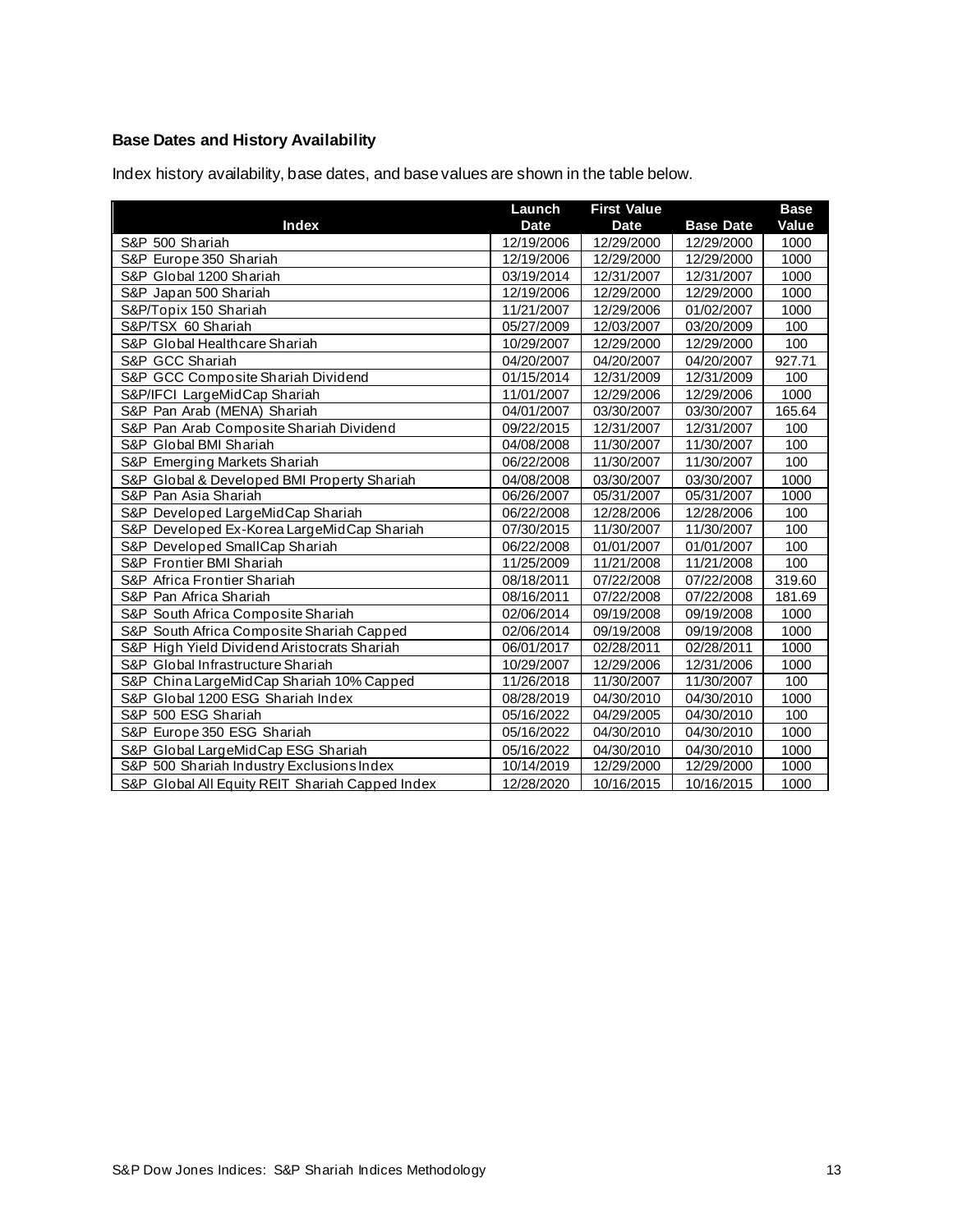### Base Dates and History Availability

Index history availability, base dates, and base values are shown in the table below.

| Index | Launch Date | First Value Date | Base Date | Base Value |
|---|---|---|---|---|
| S&P 500 Shariah | 12/19/2006 | 12/29/2000 | 12/29/2000 | 1000 |
| S&P Europe 350 Shariah | 12/19/2006 | 12/29/2000 | 12/29/2000 | 1000 |
| S&P Global 1200 Shariah | 03/19/2014 | 12/31/2007 | 12/31/2007 | 1000 |
| S&P Japan 500 Shariah | 12/19/2006 | 12/29/2000 | 12/29/2000 | 1000 |
| S&P/Topix 150 Shariah | 11/21/2007 | 12/29/2006 | 01/02/2007 | 1000 |
| S&P/TSX 60 Shariah | 05/27/2009 | 12/03/2007 | 03/20/2009 | 100 |
| S&P Global Healthcare Shariah | 10/29/2007 | 12/29/2000 | 12/29/2000 | 100 |
| S&P GCC Shariah | 04/20/2007 | 04/20/2007 | 04/20/2007 | 927.71 |
| S&P GCC Composite Shariah Dividend | 01/15/2014 | 12/31/2009 | 12/31/2009 | 100 |
| S&P/IFCI LargeMidCap Shariah | 11/01/2007 | 12/29/2006 | 12/29/2006 | 1000 |
| S&P Pan Arab (MENA) Shariah | 04/01/2007 | 03/30/2007 | 03/30/2007 | 165.64 |
| S&P Pan Arab Composite Shariah Dividend | 09/22/2015 | 12/31/2007 | 12/31/2007 | 100 |
| S&P Global BMI Shariah | 04/08/2008 | 11/30/2007 | 11/30/2007 | 100 |
| S&P Emerging Markets Shariah | 06/22/2008 | 11/30/2007 | 11/30/2007 | 100 |
| S&P Global & Developed BMI Property Shariah | 04/08/2008 | 03/30/2007 | 03/30/2007 | 1000 |
| S&P Pan Asia Shariah | 06/26/2007 | 05/31/2007 | 05/31/2007 | 1000 |
| S&P Developed LargeMidCap Shariah | 06/22/2008 | 12/28/2006 | 12/28/2006 | 100 |
| S&P Developed Ex-Korea LargeMidCap Shariah | 07/30/2015 | 11/30/2007 | 11/30/2007 | 100 |
| S&P Developed SmallCap Shariah | 06/22/2008 | 01/01/2007 | 01/01/2007 | 100 |
| S&P Frontier BMI Shariah | 11/25/2009 | 11/21/2008 | 11/21/2008 | 100 |
| S&P Africa Frontier Shariah | 08/18/2011 | 07/22/2008 | 07/22/2008 | 319.60 |
| S&P Pan Africa Shariah | 08/16/2011 | 07/22/2008 | 07/22/2008 | 181.69 |
| S&P South Africa Composite Shariah | 02/06/2014 | 09/19/2008 | 09/19/2008 | 1000 |
| S&P South Africa Composite Shariah Capped | 02/06/2014 | 09/19/2008 | 09/19/2008 | 1000 |
| S&P High Yield Dividend Aristocrats Shariah | 06/01/2017 | 02/28/2011 | 02/28/2011 | 1000 |
| S&P Global Infrastructure Shariah | 10/29/2007 | 12/29/2006 | 12/31/2006 | 1000 |
| S&P China LargeMidCap Shariah 10% Capped | 11/26/2018 | 11/30/2007 | 11/30/2007 | 100 |
| S&P Global 1200 ESG Shariah Index | 08/28/2019 | 04/30/2010 | 04/30/2010 | 1000 |
| S&P 500 ESG Shariah | 05/16/2022 | 04/29/2005 | 04/30/2010 | 100 |
| S&P Europe 350 ESG Shariah | 05/16/2022 | 04/30/2010 | 04/30/2010 | 1000 |
| S&P Global LargeMidCap ESG Shariah | 05/16/2022 | 04/30/2010 | 04/30/2010 | 1000 |
| S&P 500 Shariah Industry Exclusions Index | 10/14/2019 | 12/29/2000 | 12/29/2000 | 1000 |
| S&P Global All Equity REIT Shariah Capped Index | 12/28/2020 | 10/16/2015 | 10/16/2015 | 1000 |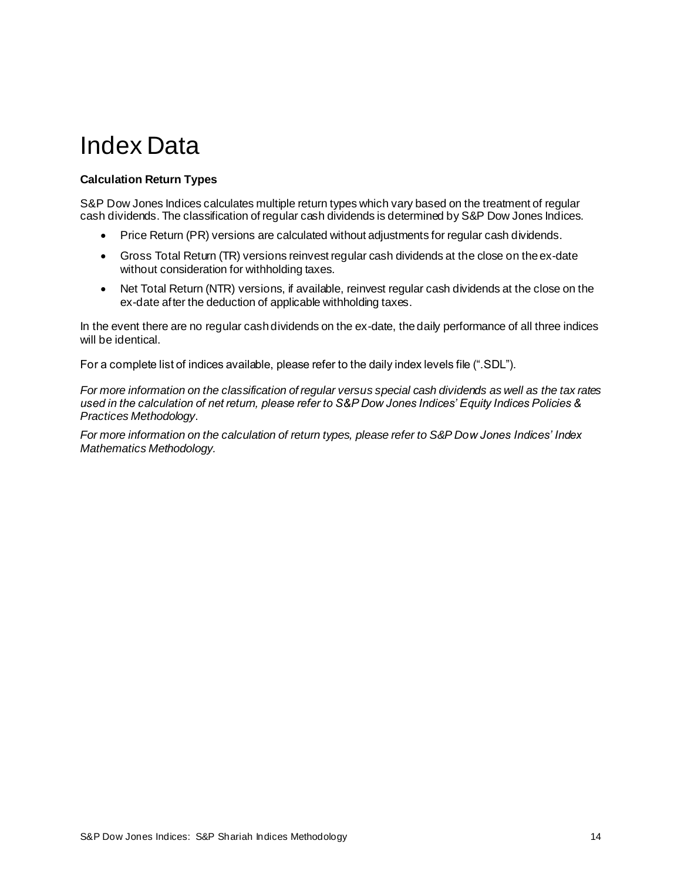# Index Data

**Calculation Return Types**

S&P Dow Jones Indices calculates multiple return types which vary based on the treatment of regular cash dividends. The classification of regular cash dividends is determined by S&P Dow Jones Indices.

- Price Return (PR) versions are calculated without adjustments for regular cash dividends.
- Gross Total Return (TR) versions reinvest regular cash dividends at the close on the ex-date without consideration for withholding taxes.
- Net Total Return (NTR) versions, if available, reinvest regular cash dividends at the close on the ex-date after the deduction of applicable withholding taxes.

In the event there are no regular cash dividends on the ex-date, the daily performance of all three indices will be identical.

For a complete list of indices available, please refer to the daily index levels file (".SDL").

*For more information on the classification of regular versus special cash dividends as well as the tax rates used in the calculation of net return, please refer to S&P Dow Jones Indices' Equity Indices Policies & Practices Methodology*.

*For more information on the calculation of return types, please refer to S&P Dow Jones Indices' Index Mathematics Methodology.*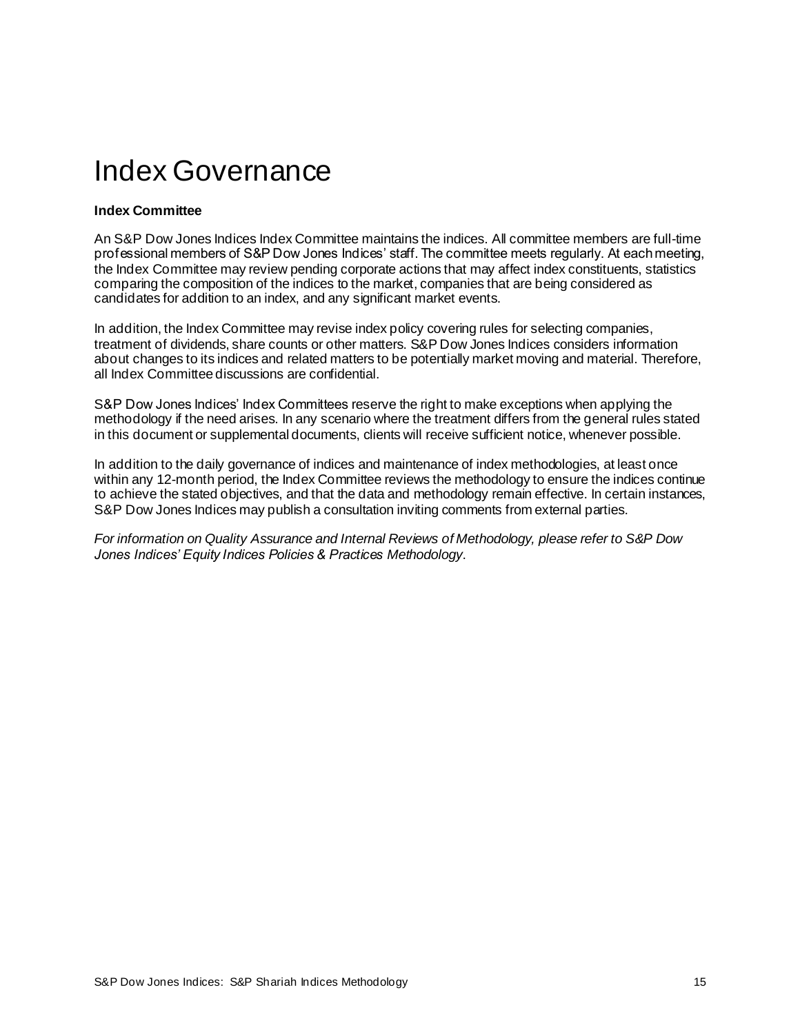# Index Governance

**Index Committee**

An S&P Dow Jones Indices Index Committee maintains the indices. All committee members are full-time professional members of S&P Dow Jones Indices' staff. The committee meets regularly. At each meeting, the Index Committee may review pending corporate actions that may affect index constituents, statistics comparing the composition of the indices to the market, companies that are being considered as candidates for addition to an index, and any significant market events.

In addition, the Index Committee may revise index policy covering rules for selecting companies, treatment of dividends, share counts or other matters. S&P Dow Jones Indices considers information about changes to its indices and related matters to be potentially market moving and material. Therefore, all Index Committee discussions are confidential.

S&P Dow Jones Indices' Index Committees reserve the right to make exceptions when applying the methodology if the need arises. In any scenario where the treatment differs from the general rules stated in this document or supplemental documents, clients will receive sufficient notice, whenever possible.

In addition to the daily governance of indices and maintenance of index methodologies, at least once within any 12-month period, the Index Committee reviews the methodology to ensure the indices continue to achieve the stated objectives, and that the data and methodology remain effective. In certain instances, S&P Dow Jones Indices may publish a consultation inviting comments from external parties.

*For information on Quality Assurance and Internal Reviews of Methodology, please refer to S&P Dow Jones Indices' Equity Indices Policies & Practices Methodology*.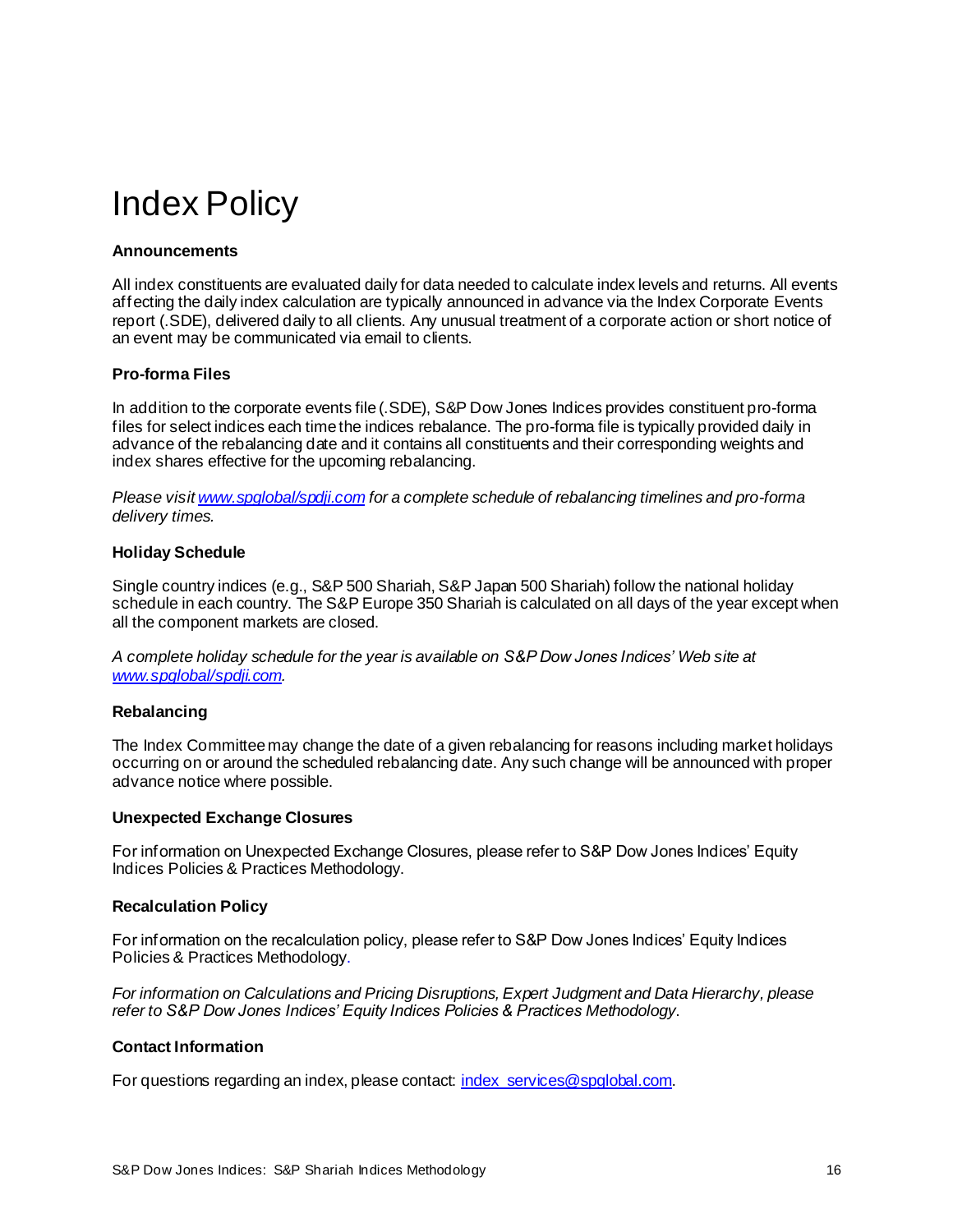# Index Policy

### Announcements

All index constituents are evaluated daily for data needed to calculate index levels and returns. All events affecting the daily index calculation are typically announced in advance via the Index Corporate Events report (.SDE), delivered daily to all clients. Any unusual treatment of a corporate action or short notice of an event may be communicated via email to clients.

### Pro-forma Files

In addition to the corporate events file (.SDE), S&P Dow Jones Indices provides constituent pro-forma files for select indices each time the indices rebalance. The pro-forma file is typically provided daily in advance of the rebalancing date and it contains all constituents and their corresponding weights and index shares effective for the upcoming rebalancing.

*Please visit [www.spglobal/spdji.com](www.spglobal/spdji.com) for a complete schedule of rebalancing timelines and pro-forma delivery times.*

### Holiday Schedule

Single country indices (e.g., S&P 500 Shariah, S&P Japan 500 Shariah) follow the national holiday schedule in each country. The S&P Europe 350 Shariah is calculated on all days of the year except when all the component markets are closed.

*A complete holiday schedule for the year is available on S&P Dow Jones Indices' Web site at [www.spglobal/spdji.com](www.spglobal/spdji.com).*

### Rebalancing

The Index Committee may change the date of a given rebalancing for reasons including market holidays occurring on or around the scheduled rebalancing date. Any such change will be announced with proper advance notice where possible.

### Unexpected Exchange Closures

For information on Unexpected Exchange Closures, please refer to S&P Dow Jones Indices' Equity Indices Policies & Practices Methodology.

### Recalculation Policy

For information on the recalculation policy, please refer to S&P Dow Jones Indices' Equity Indices Policies & Practices Methodology.

*For information on Calculations and Pricing Disruptions, Expert Judgment and Data Hierarchy, please refer to S&P Dow Jones Indices' Equity Indices Policies & Practices Methodology*.

### Contact Information

For questions regarding an index, please contact: [index_services@spglobal.com](mailto:index_services@spglobal.com).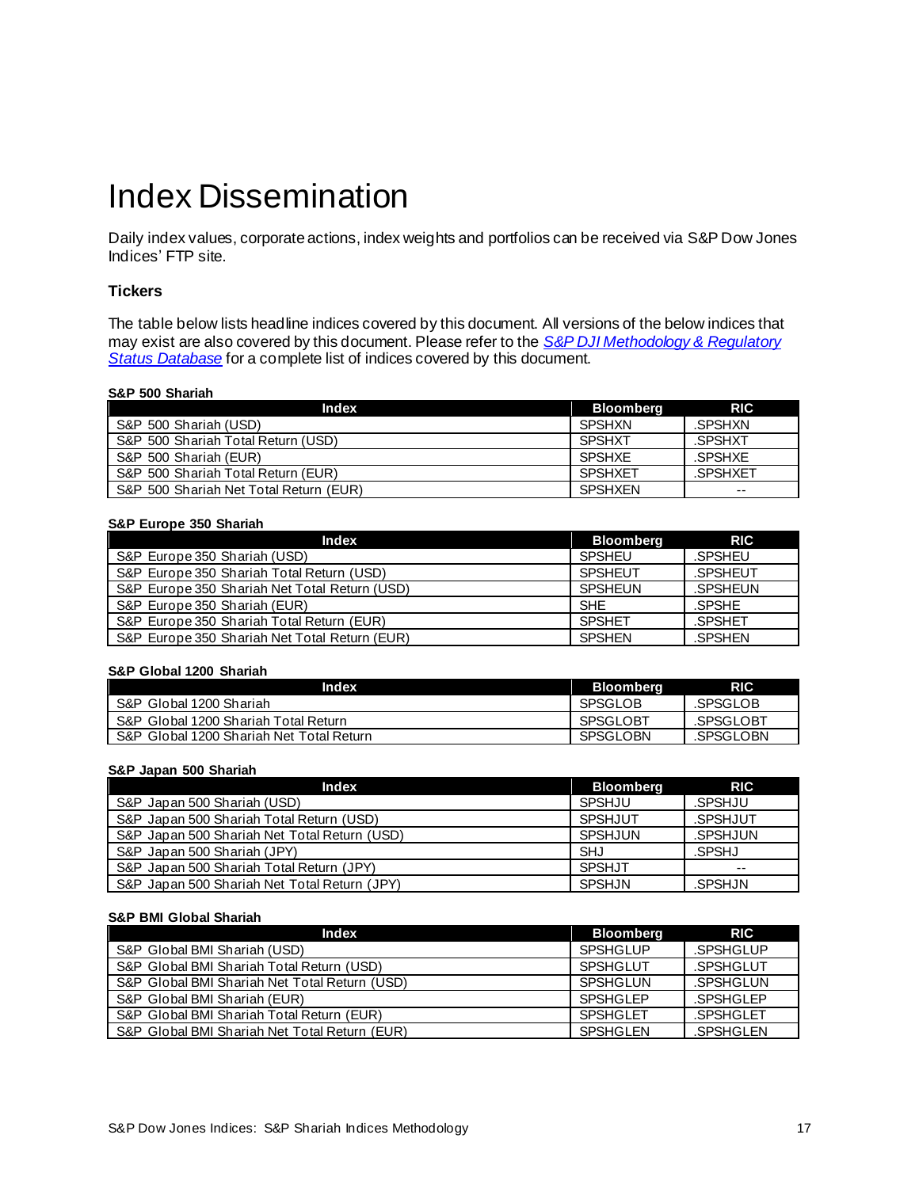# Index Dissemination

Daily index values, corporate actions, index weights and portfolios can be received via S&P Dow Jones Indices' FTP site.

### Tickers

The table below lists headline indices covered by this document. All versions of the below indices that may exist are also covered by this document. Please refer to the *S&P DJI Methodology & Regulatory Status Database* for a complete list of indices covered by this document.

**S&P 500 Shariah**

| Index | Bloomberg | RIC |
|---|---|---|
| S&P 500 Shariah (USD) | SPSHXN | .SPSHXN |
| S&P 500 Shariah Total Return (USD) | SPSHXT | .SPSHXT |
| S&P 500 Shariah (EUR) | SPSHXE | .SPSHXE |
| S&P 500 Shariah Total Return (EUR) | SPSHXET | .SPSHXET |
| S&P 500 Shariah Net Total Return (EUR) | SPSHXEN | -- |

**S&P Europe 350 Shariah**

| Index | Bloomberg | RIC |
|---|---|---|
| S&P Europe 350 Shariah (USD) | SPSHEU | .SPSHEU |
| S&P Europe 350 Shariah Total Return (USD) | SPSHEUT | .SPSHEUT |
| S&P Europe 350 Shariah Net Total Return (USD) | SPSHEUN | .SPSHEUN |
| S&P Europe 350 Shariah (EUR) | SHE | .SPSHE |
| S&P Europe 350 Shariah Total Return (EUR) | SPSHET | .SPSHET |
| S&P Europe 350 Shariah Net Total Return (EUR) | SPSHEN | .SPSHEN |

**S&P Global 1200 Shariah**

| Index | Bloomberg | RIC |
|---|---|---|
| S&P Global 1200 Shariah | SPSGLOB | .SPSGLOB |
| S&P Global 1200 Shariah Total Return | SPSGLOBT | .SPSGLOBT |
| S&P Global 1200 Shariah Net Total Return | SPSGLOBN | .SPSGLOBN |

**S&P Japan 500 Shariah**

| Index | Bloomberg | RIC |
|---|---|---|
| S&P Japan 500 Shariah (USD) | SPSHJU | .SPSHJU |
| S&P Japan 500 Shariah Total Return (USD) | SPSHJUT | .SPSHJUT |
| S&P Japan 500 Shariah Net Total Return (USD) | SPSHJUN | .SPSHJUN |
| S&P Japan 500 Shariah (JPY) | SHJ | .SPSHJ |
| S&P Japan 500 Shariah Total Return (JPY) | SPSHJT | -- |
| S&P Japan 500 Shariah Net Total Return (JPY) | SPSHJN | .SPSHJN |

**S&P BMI Global Shariah**

| Index | Bloomberg | RIC |
|---|---|---|
| S&P Global BMI Shariah (USD) | SPSHGLUP | .SPSHGLUP |
| S&P Global BMI Shariah Total Return (USD) | SPSHGLUT | .SPSHGLUT |
| S&P Global BMI Shariah Net Total Return (USD) | SPSHGLUN | .SPSHGLUN |
| S&P Global BMI Shariah (EUR) | SPSHGLEP | .SPSHGLEP |
| S&P Global BMI Shariah Total Return (EUR) | SPSHGLET | .SPSHGLET |
| S&P Global BMI Shariah Net Total Return (EUR) | SPSHGLEN | .SPSHGLEN |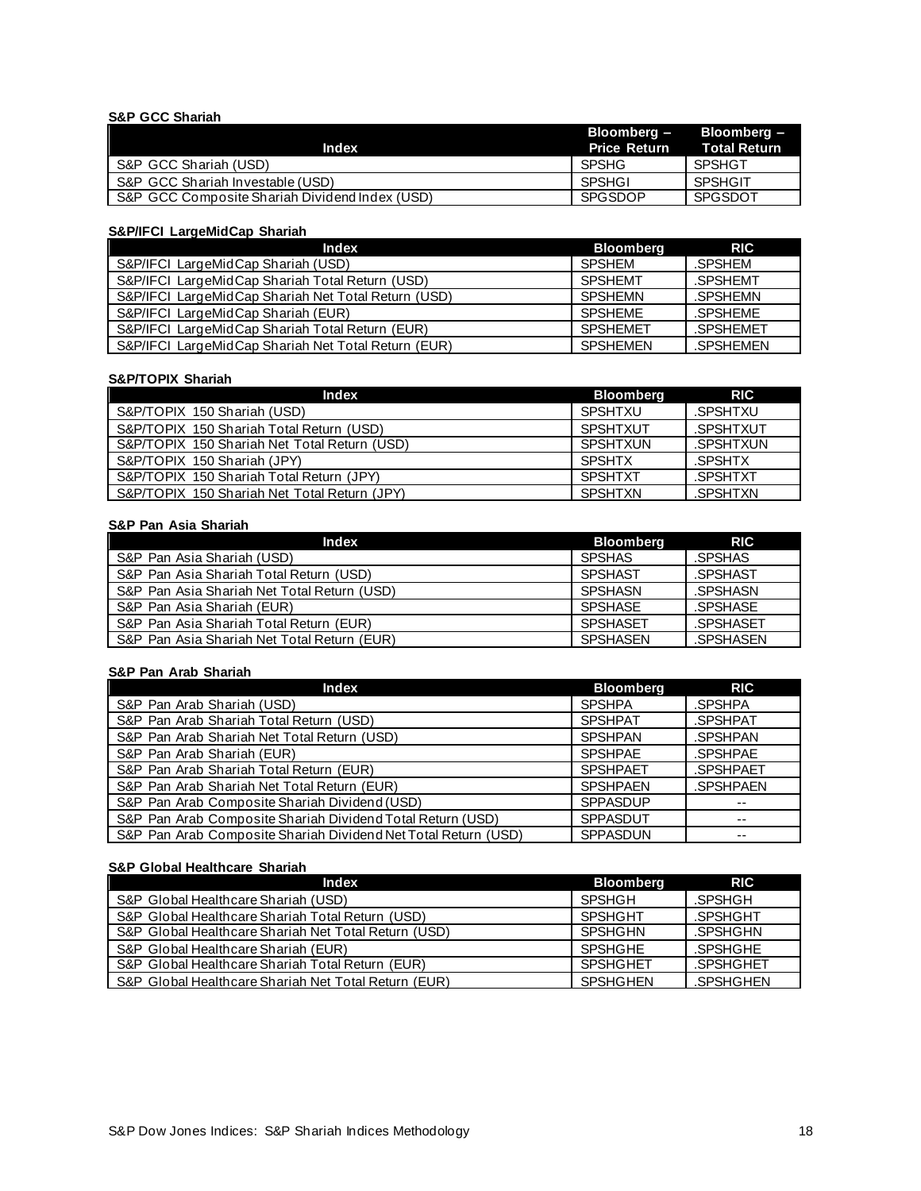**S&P GCC Shariah**

| Index | Bloomberg – Price Return | Bloomberg – Total Return |
|---|---|---|
| S&P GCC Shariah (USD) | SPSHG | SPSHGT |
| S&P GCC Shariah Investable (USD) | SPSHGI | SPSHGIT |
| S&P GCC Composite Shariah Dividend Index (USD) | SPGSDOP | SPGSDOT |

**S&P/IFCI LargeMidCap Shariah**

| Index | Bloomberg | RIC |
|---|---|---|
| S&P/IFCI LargeMidCap Shariah (USD) | SPSHEM | .SPSHEM |
| S&P/IFCI LargeMidCap Shariah Total Return (USD) | SPSHEMT | .SPSHEMT |
| S&P/IFCI LargeMidCap Shariah Net Total Return (USD) | SPSHEMN | .SPSHEMN |
| S&P/IFCI LargeMidCap Shariah (EUR) | SPSHEME | .SPSHEME |
| S&P/IFCI LargeMidCap Shariah Total Return (EUR) | SPSHEMET | .SPSHEMET |
| S&P/IFCI LargeMidCap Shariah Net Total Return (EUR) | SPSHEMEN | .SPSHEMEN |

**S&P/TOPIX Shariah**

| Index | Bloomberg | RIC |
|---|---|---|
| S&P/TOPIX 150 Shariah (USD) | SPSHTXU | .SPSHTXU |
| S&P/TOPIX 150 Shariah Total Return (USD) | SPSHTXUT | .SPSHTXUT |
| S&P/TOPIX 150 Shariah Net Total Return (USD) | SPSHTXUN | .SPSHTXUN |
| S&P/TOPIX 150 Shariah (JPY) | SPSHTX | .SPSHTX |
| S&P/TOPIX 150 Shariah Total Return (JPY) | SPSHTXT | .SPSHTXT |
| S&P/TOPIX 150 Shariah Net Total Return (JPY) | SPSHTXN | .SPSHTXN |

**S&P Pan Asia Shariah**

| Index | Bloomberg | RIC |
|---|---|---|
| S&P Pan Asia Shariah (USD) | SPSHAS | .SPSHAS |
| S&P Pan Asia Shariah Total Return (USD) | SPSHAST | .SPSHAST |
| S&P Pan Asia Shariah Net Total Return (USD) | SPSHASN | .SPSHASN |
| S&P Pan Asia Shariah (EUR) | SPSHASE | .SPSHASE |
| S&P Pan Asia Shariah Total Return (EUR) | SPSHASET | .SPSHASET |
| S&P Pan Asia Shariah Net Total Return (EUR) | SPSHASEN | .SPSHASEN |

**S&P Pan Arab Shariah**

| Index | Bloomberg | RIC |
|---|---|---|
| S&P Pan Arab Shariah (USD) | SPSHPA | .SPSHPA |
| S&P Pan Arab Shariah Total Return (USD) | SPSHPAT | .SPSHPAT |
| S&P Pan Arab Shariah Net Total Return (USD) | SPSHPAN | .SPSHPAN |
| S&P Pan Arab Shariah (EUR) | SPSHPAE | .SPSHPAE |
| S&P Pan Arab Shariah Total Return (EUR) | SPSHPAET | .SPSHPAET |
| S&P Pan Arab Shariah Net Total Return (EUR) | SPSHPAEN | .SPSHPAEN |
| S&P Pan Arab Composite Shariah Dividend (USD) | SPPASDUP | -- |
| S&P Pan Arab Composite Shariah Dividend Total Return (USD) | SPPASDUT | -- |
| S&P Pan Arab Composite Shariah Dividend Net Total Return (USD) | SPPASDUN | -- |

**S&P Global Healthcare Shariah**

| Index | Bloomberg | RIC |
|---|---|---|
| S&P Global Healthcare Shariah (USD) | SPSHGH | .SPSHGH |
| S&P Global Healthcare Shariah Total Return (USD) | SPSHGHT | .SPSHGHT |
| S&P Global Healthcare Shariah Net Total Return (USD) | SPSHGHN | .SPSHGHN |
| S&P Global Healthcare Shariah (EUR) | SPSHGHE | .SPSHGHE |
| S&P Global Healthcare Shariah Total Return (EUR) | SPSHGHET | .SPSHGHET |
| S&P Global Healthcare Shariah Net Total Return (EUR) | SPSHGHEN | .SPSHGHEN |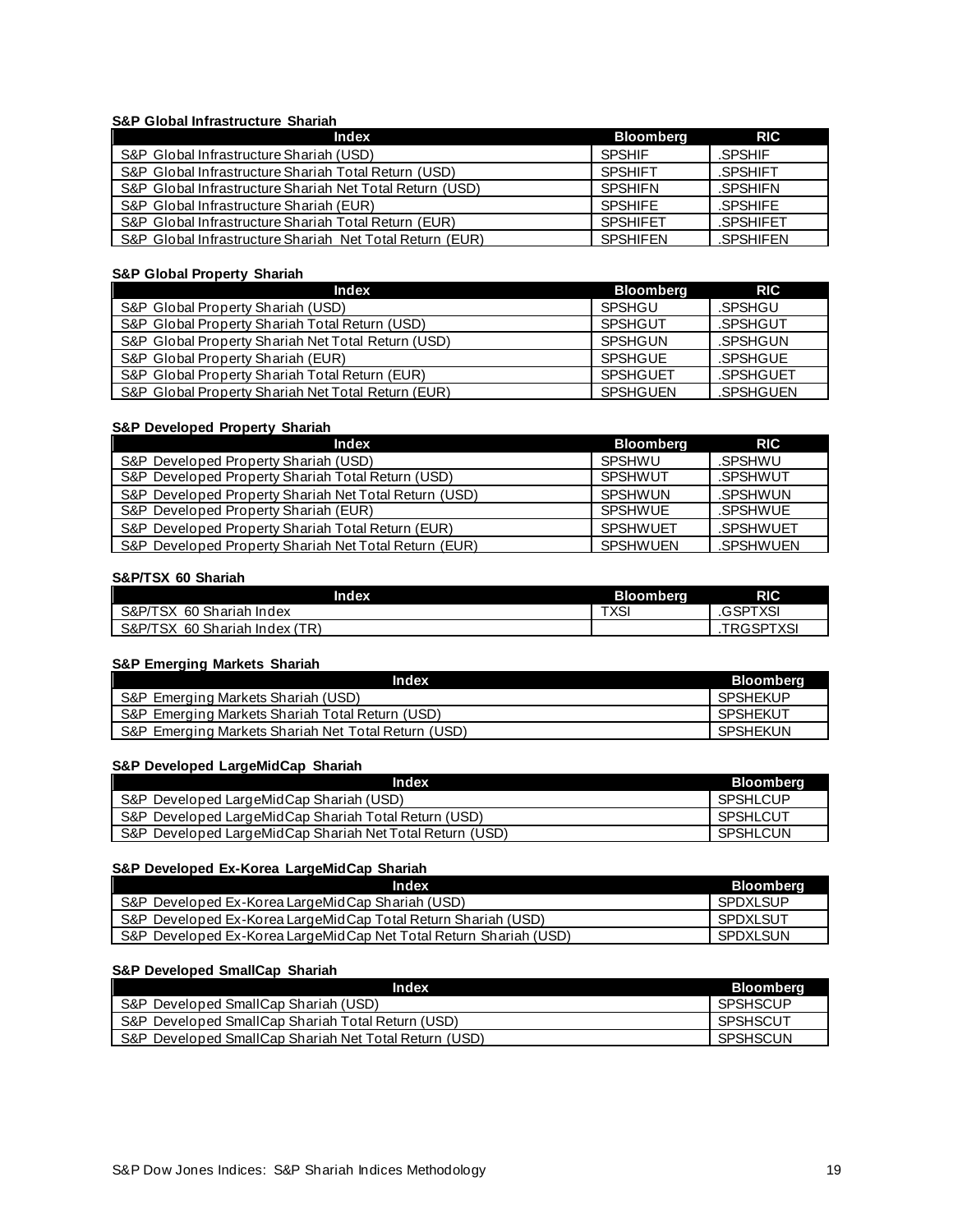**S&P Global Infrastructure Shariah**

| Index | Bloomberg | RIC |
|---|---|---|
| S&P Global Infrastructure Shariah (USD) | SPSHIF | .SPSHIF |
| S&P Global Infrastructure Shariah Total Return (USD) | SPSHIFT | .SPSHIFT |
| S&P Global Infrastructure Shariah Net Total Return (USD) | SPSHIFN | .SPSHIFN |
| S&P Global Infrastructure Shariah (EUR) | SPSHIFE | .SPSHIFE |
| S&P Global Infrastructure Shariah Total Return (EUR) | SPSHIFET | .SPSHIFET |
| S&P Global Infrastructure Shariah Net Total Return (EUR) | SPSHIFEN | .SPSHIFEN |

**S&P Global Property Shariah**

| Index | Bloomberg | RIC |
|---|---|---|
| S&P Global Property Shariah (USD) | SPSHGU | .SPSHGU |
| S&P Global Property Shariah Total Return (USD) | SPSHGUT | .SPSHGUT |
| S&P Global Property Shariah Net Total Return (USD) | SPSHGUN | .SPSHGUN |
| S&P Global Property Shariah (EUR) | SPSHGUE | .SPSHGUE |
| S&P Global Property Shariah Total Return (EUR) | SPSHGUET | .SPSHGUET |
| S&P Global Property Shariah Net Total Return (EUR) | SPSHGUEN | .SPSHGUEN |

**S&P Developed Property Shariah**

| Index | Bloomberg | RIC |
|---|---|---|
| S&P Developed Property Shariah (USD) | SPSHWU | .SPSHWU |
| S&P Developed Property Shariah Total Return (USD) | SPSHWUT | .SPSHWUT |
| S&P Developed Property Shariah Net Total Return (USD) | SPSHWUN | .SPSHWUN |
| S&P Developed Property Shariah (EUR) | SPSHWUE | .SPSHWUE |
| S&P Developed Property Shariah Total Return (EUR) | SPSHWUET | .SPSHWUET |
| S&P Developed Property Shariah Net Total Return (EUR) | SPSHWUEN | .SPSHWUEN |

**S&P/TSX 60 Shariah**

| Index | Bloomberg | RIC |
|---|---|---|
| S&P/TSX 60 Shariah Index | TXSI | .GSPTXSI |
| S&P/TSX 60 Shariah Index (TR) | | .TRGSPTXSI |

**S&P Emerging Markets Shariah**

| Index | Bloomberg |
|---|---|
| S&P Emerging Markets Shariah (USD) | SPSHEKUP |
| S&P Emerging Markets Shariah Total Return (USD) | SPSHEKUT |
| S&P Emerging Markets Shariah Net Total Return (USD) | SPSHEKUN |

**S&P Developed LargeMidCap Shariah**

| Index | Bloomberg |
|---|---|
| S&P Developed LargeMidCap Shariah (USD) | SPSHLCUP |
| S&P Developed LargeMidCap Shariah Total Return (USD) | SPSHLCUT |
| S&P Developed LargeMidCap Shariah Net Total Return (USD) | SPSHLCUN |

**S&P Developed Ex-Korea LargeMidCap Shariah**

| Index | Bloomberg |
|---|---|
| S&P Developed Ex-Korea LargeMidCap Shariah (USD) | SPDXLSUP |
| S&P Developed Ex-Korea LargeMidCap Total Return Shariah (USD) | SPDXLSUT |
| S&P Developed Ex-Korea LargeMidCap Net Total Return Shariah (USD) | SPDXLSUN |

**S&P Developed SmallCap Shariah**

| Index | Bloomberg |
|---|---|
| S&P Developed SmallCap Shariah (USD) | SPSHSCUP |
| S&P Developed SmallCap Shariah Total Return (USD) | SPSHSCUT |
| S&P Developed SmallCap Shariah Net Total Return (USD) | SPSHSCUN |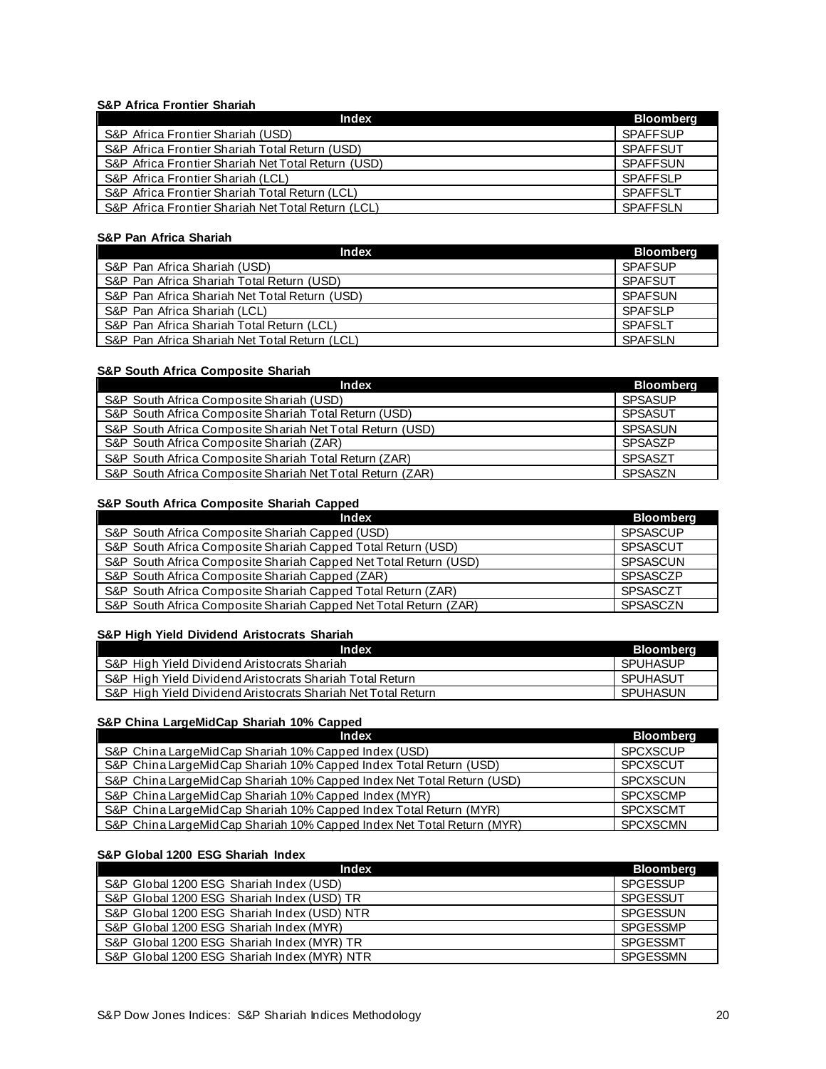**S&P Africa Frontier Shariah**

| Index | Bloomberg |
|---|---|
| S&P Africa Frontier Shariah (USD) | SPAFFSUP |
| S&P Africa Frontier Shariah Total Return (USD) | SPAFFSUT |
| S&P Africa Frontier Shariah Net Total Return (USD) | SPAFFSUN |
| S&P Africa Frontier Shariah (LCL) | SPAFFSLP |
| S&P Africa Frontier Shariah Total Return (LCL) | SPAFFSLT |
| S&P Africa Frontier Shariah Net Total Return (LCL) | SPAFFSLN |

**S&P Pan Africa Shariah**

| Index | Bloomberg |
|---|---|
| S&P Pan Africa Shariah (USD) | SPAFSUP |
| S&P Pan Africa Shariah Total Return (USD) | SPAFSUT |
| S&P Pan Africa Shariah Net Total Return (USD) | SPAFSUN |
| S&P Pan Africa Shariah (LCL) | SPAFSLP |
| S&P Pan Africa Shariah Total Return (LCL) | SPAFSLT |
| S&P Pan Africa Shariah Net Total Return (LCL) | SPAFSLN |

**S&P South Africa Composite Shariah**

| Index | Bloomberg |
|---|---|
| S&P South Africa Composite Shariah (USD) | SPSASUP |
| S&P South Africa Composite Shariah Total Return (USD) | SPSASUT |
| S&P South Africa Composite Shariah Net Total Return (USD) | SPSASUN |
| S&P South Africa Composite Shariah (ZAR) | SPSASZP |
| S&P South Africa Composite Shariah Total Return (ZAR) | SPSASZT |
| S&P South Africa Composite Shariah Net Total Return (ZAR) | SPSASZN |

**S&P South Africa Composite Shariah Capped**

| Index | Bloomberg |
|---|---|
| S&P South Africa Composite Shariah Capped (USD) | SPSASCUP |
| S&P South Africa Composite Shariah Capped Total Return (USD) | SPSASCUT |
| S&P South Africa Composite Shariah Capped Net Total Return (USD) | SPSASCUN |
| S&P South Africa Composite Shariah Capped (ZAR) | SPSASCZP |
| S&P South Africa Composite Shariah Capped Total Return (ZAR) | SPSASCZT |
| S&P South Africa Composite Shariah Capped Net Total Return (ZAR) | SPSASCZN |

**S&P High Yield Dividend Aristocrats Shariah**

| Index | Bloomberg |
|---|---|
| S&P High Yield Dividend Aristocrats Shariah | SPUHASUP |
| S&P High Yield Dividend Aristocrats Shariah Total Return | SPUHASUT |
| S&P High Yield Dividend Aristocrats Shariah Net Total Return | SPUHASUN |

**S&P China LargeMidCap Shariah 10% Capped**

| Index | Bloomberg |
|---|---|
| S&P China LargeMidCap Shariah 10% Capped Index (USD) | SPCXSCUP |
| S&P China LargeMidCap Shariah 10% Capped Index Total Return (USD) | SPCXSCUT |
| S&P China LargeMidCap Shariah 10% Capped Index Net Total Return (USD) | SPCXSCUN |
| S&P China LargeMidCap Shariah 10% Capped Index (MYR) | SPCXSCMP |
| S&P China LargeMidCap Shariah 10% Capped Index Total Return (MYR) | SPCXSCMT |
| S&P China LargeMidCap Shariah 10% Capped Index Net Total Return (MYR) | SPCXSCMN |

**S&P Global 1200 ESG Shariah Index**

| Index | Bloomberg |
|---|---|
| S&P Global 1200 ESG Shariah Index (USD) | SPGESSUP |
| S&P Global 1200 ESG Shariah Index (USD) TR | SPGESSUT |
| S&P Global 1200 ESG Shariah Index (USD) NTR | SPGESSUN |
| S&P Global 1200 ESG Shariah Index (MYR) | SPGESSMP |
| S&P Global 1200 ESG Shariah Index (MYR) TR | SPGESSMT |
| S&P Global 1200 ESG Shariah Index (MYR) NTR | SPGESSMN |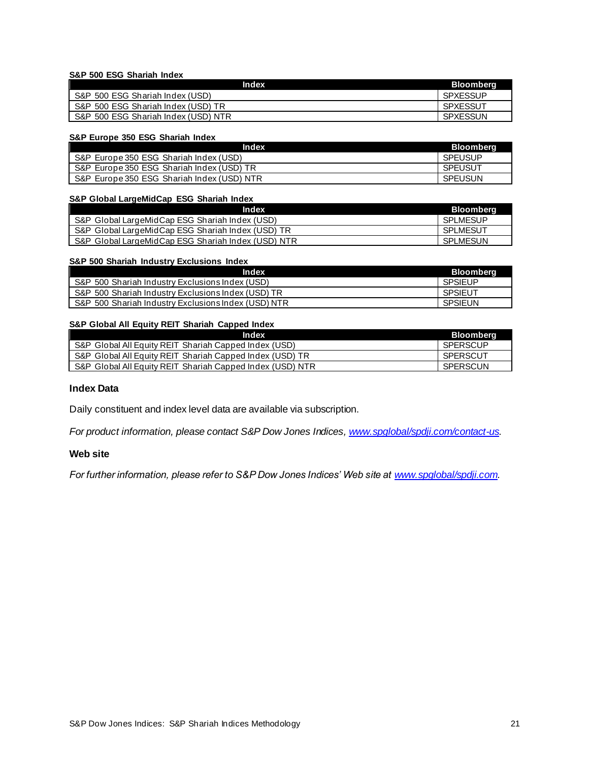**S&P 500 ESG Shariah Index**

| Index | Bloomberg |
|---|---|
| S&P 500 ESG Shariah Index (USD) | SPXESSUP |
| S&P 500 ESG Shariah Index (USD) TR | SPXESSUT |
| S&P 500 ESG Shariah Index (USD) NTR | SPXESSUN |

**S&P Europe 350 ESG Shariah Index**

| Index | Bloomberg |
|---|---|
| S&P Europe 350 ESG Shariah Index (USD) | SPEUSUP |
| S&P Europe 350 ESG Shariah Index (USD) TR | SPEUSUT |
| S&P Europe 350 ESG Shariah Index (USD) NTR | SPEUSUN |

**S&P Global LargeMidCap ESG Shariah Index**

| Index | Bloomberg |
|---|---|
| S&P Global LargeMidCap ESG Shariah Index (USD) | SPLMESUP |
| S&P Global LargeMidCap ESG Shariah Index (USD) TR | SPLMESUT |
| S&P Global LargeMidCap ESG Shariah Index (USD) NTR | SPLMESUN |

**S&P 500 Shariah Industry Exclusions Index**

| Index | Bloomberg |
|---|---|
| S&P 500 Shariah Industry Exclusions Index (USD) | SPSIEUP |
| S&P 500 Shariah Industry Exclusions Index (USD) TR | SPSIEUT |
| S&P 500 Shariah Industry Exclusions Index (USD) NTR | SPSIEUN |

**S&P Global All Equity REIT Shariah Capped Index**

| Index | Bloomberg |
|---|---|
| S&P Global All Equity REIT Shariah Capped Index (USD) | SPERSCUP |
| S&P Global All Equity REIT Shariah Capped Index (USD) TR | SPERSCUT |
| S&P Global All Equity REIT Shariah Capped Index (USD) NTR | SPERSCUN |

### Index Data

Daily constituent and index level data are available via subscription.

*For product information, please contact S&P Dow Jones Indices, [www.spglobal/spdji.com/contact-us](www.spglobal/spdji.com/contact-us).*

### Web site

*For further information, please refer to S&P Dow Jones Indices' Web site at [www.spglobal/spdji.com](www.spglobal/spdji.com).*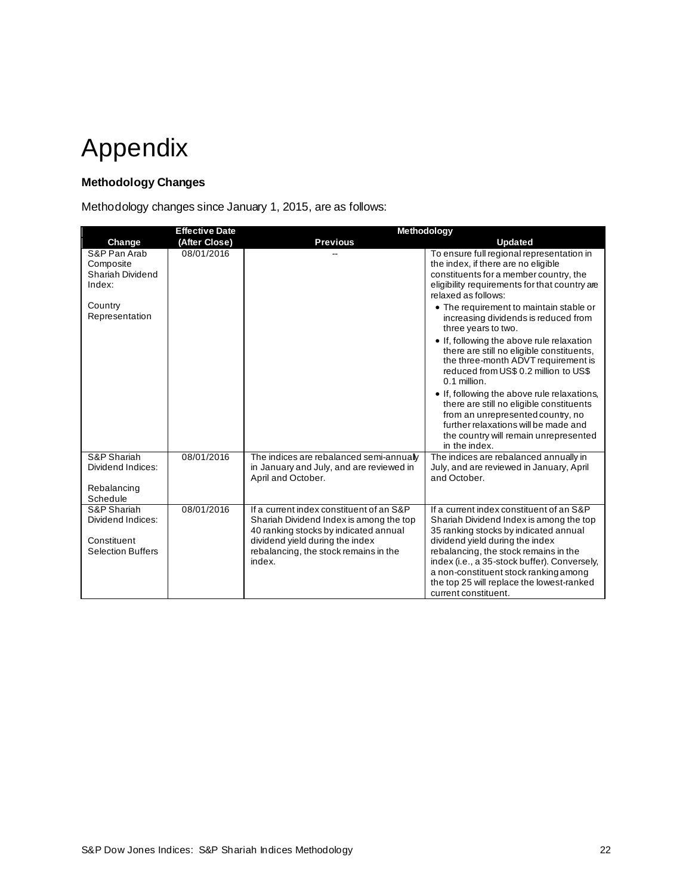# Appendix

### Methodology Changes

Methodology changes since January 1, 2015, are as follows:

| Change | Effective Date (After Close) | Methodology | |
|---|---|---|---|
| | | **Previous** | **Updated** |
| S&P Pan Arab Composite Shariah Dividend Index:<br><br>Country Representation | 08/01/2016 | -- | To ensure full regional representation in the index, if there are no eligible constituents for a member country, the eligibility requirements for that country are relaxed as follows:<br>• The requirement to maintain stable or increasing dividends is reduced from three years to two.<br>• If, following the above rule relaxation there are still no eligible constituents, the three-month ADVT requirement is reduced from US$ 0.2 million to US$ 0.1 million.<br>• If, following the above rule relaxations, there are still no eligible constituents from an unrepresented country, no further relaxations will be made and the country will remain unrepresented in the index. |
| S&P Shariah Dividend Indices:<br><br>Rebalancing Schedule | 08/01/2016 | The indices are rebalanced semi-annually in January and July, and are reviewed in April and October. | The indices are rebalanced annually in July, and are reviewed in January, April and October. |
| S&P Shariah Dividend Indices:<br><br>Constituent Selection Buffers | 08/01/2016 | If a current index constituent of an S&P Shariah Dividend Index is among the top 40 ranking stocks by indicated annual dividend yield during the index rebalancing, the stock remains in the index. | If a current index constituent of an S&P Shariah Dividend Index is among the top 35 ranking stocks by indicated annual dividend yield during the index rebalancing, the stock remains in the index (i.e., a 35-stock buffer). Conversely, a non-constituent stock ranking among the top 25 will replace the lowest-ranked current constituent. |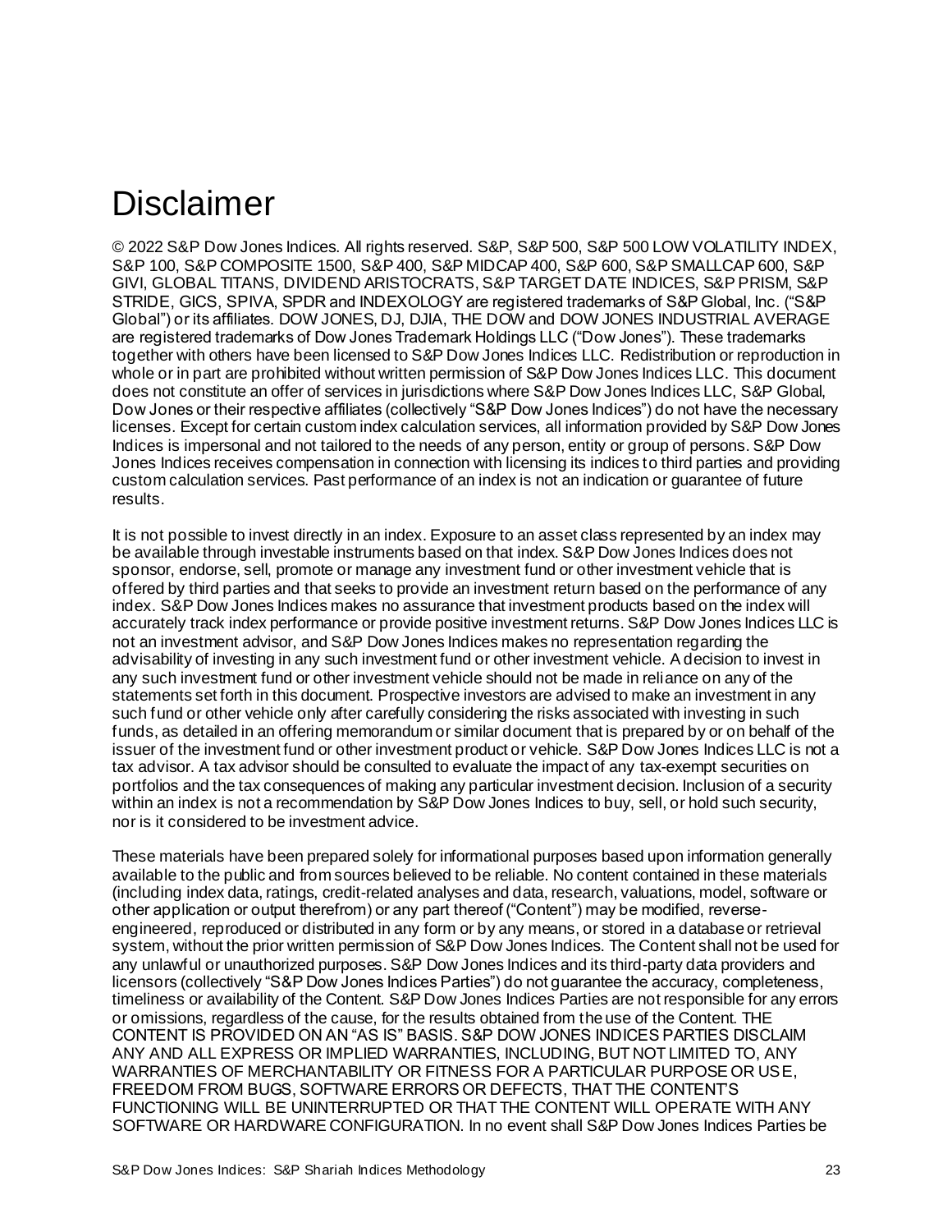# Disclaimer

© 2022 S&P Dow Jones Indices. All rights reserved. S&P, S&P 500, S&P 500 LOW VOLATILITY INDEX, S&P 100, S&P COMPOSITE 1500, S&P 400, S&P MIDCAP 400, S&P 600, S&P SMALLCAP 600, S&P GIVI, GLOBAL TITANS, DIVIDEND ARISTOCRATS, S&P TARGET DATE INDICES, S&P PRISM, S&P STRIDE, GICS, SPIVA, SPDR and INDEXOLOGY are registered trademarks of S&P Global, Inc. ("S&P Global") or its affiliates. DOW JONES, DJ, DJIA, THE DOW and DOW JONES INDUSTRIAL AVERAGE are registered trademarks of Dow Jones Trademark Holdings LLC ("Dow Jones"). These trademarks together with others have been licensed to S&P Dow Jones Indices LLC. Redistribution or reproduction in whole or in part are prohibited without written permission of S&P Dow Jones Indices LLC. This document does not constitute an offer of services in jurisdictions where S&P Dow Jones Indices LLC, S&P Global, Dow Jones or their respective affiliates (collectively "S&P Dow Jones Indices") do not have the necessary licenses. Except for certain custom index calculation services, all information provided by S&P Dow Jones Indices is impersonal and not tailored to the needs of any person, entity or group of persons. S&P Dow Jones Indices receives compensation in connection with licensing its indices to third parties and providing custom calculation services. Past performance of an index is not an indication or guarantee of future results.

It is not possible to invest directly in an index. Exposure to an asset class represented by an index may be available through investable instruments based on that index. S&P Dow Jones Indices does not sponsor, endorse, sell, promote or manage any investment fund or other investment vehicle that is offered by third parties and that seeks to provide an investment return based on the performance of any index. S&P Dow Jones Indices makes no assurance that investment products based on the index will accurately track index performance or provide positive investment returns. S&P Dow Jones Indices LLC is not an investment advisor, and S&P Dow Jones Indices makes no representation regarding the advisability of investing in any such investment fund or other investment vehicle. A decision to invest in any such investment fund or other investment vehicle should not be made in reliance on any of the statements set forth in this document. Prospective investors are advised to make an investment in any such fund or other vehicle only after carefully considering the risks associated with investing in such funds, as detailed in an offering memorandum or similar document that is prepared by or on behalf of the issuer of the investment fund or other investment product or vehicle. S&P Dow Jones Indices LLC is not a tax advisor. A tax advisor should be consulted to evaluate the impact of any tax-exempt securities on portfolios and the tax consequences of making any particular investment decision. Inclusion of a security within an index is not a recommendation by S&P Dow Jones Indices to buy, sell, or hold such security, nor is it considered to be investment advice.

These materials have been prepared solely for informational purposes based upon information generally available to the public and from sources believed to be reliable. No content contained in these materials (including index data, ratings, credit-related analyses and data, research, valuations, model, software or other application or output therefrom) or any part thereof ("Content") may be modified, reverse-engineered, reproduced or distributed in any form or by any means, or stored in a database or retrieval system, without the prior written permission of S&P Dow Jones Indices. The Content shall not be used for any unlawful or unauthorized purposes. S&P Dow Jones Indices and its third-party data providers and licensors (collectively "S&P Dow Jones Indices Parties") do not guarantee the accuracy, completeness, timeliness or availability of the Content. S&P Dow Jones Indices Parties are not responsible for any errors or omissions, regardless of the cause, for the results obtained from the use of the Content. THE CONTENT IS PROVIDED ON AN "AS IS" BASIS. S&P DOW JONES INDICES PARTIES DISCLAIM ANY AND ALL EXPRESS OR IMPLIED WARRANTIES, INCLUDING, BUT NOT LIMITED TO, ANY WARRANTIES OF MERCHANTABILITY OR FITNESS FOR A PARTICULAR PURPOSE OR USE, FREEDOM FROM BUGS, SOFTWARE ERRORS OR DEFECTS, THAT THE CONTENT'S FUNCTIONING WILL BE UNINTERRUPTED OR THAT THE CONTENT WILL OPERATE WITH ANY SOFTWARE OR HARDWARE CONFIGURATION. In no event shall S&P Dow Jones Indices Parties be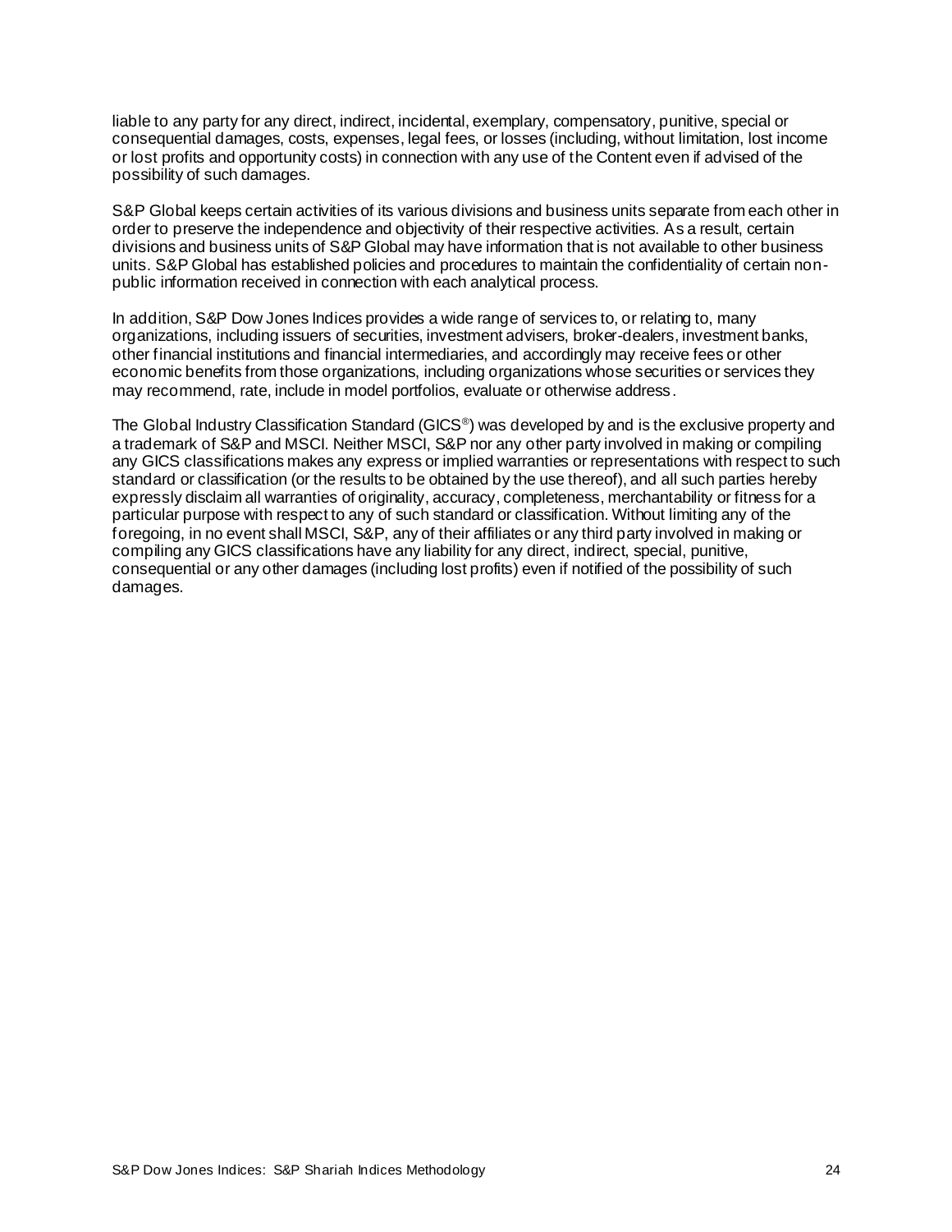liable to any party for any direct, indirect, incidental, exemplary, compensatory, punitive, special or consequential damages, costs, expenses, legal fees, or losses (including, without limitation, lost income or lost profits and opportunity costs) in connection with any use of the Content even if advised of the possibility of such damages.

S&P Global keeps certain activities of its various divisions and business units separate from each other in order to preserve the independence and objectivity of their respective activities. As a result, certain divisions and business units of S&P Global may have information that is not available to other business units. S&P Global has established policies and procedures to maintain the confidentiality of certain non-public information received in connection with each analytical process.

In addition, S&P Dow Jones Indices provides a wide range of services to, or relating to, many organizations, including issuers of securities, investment advisers, broker-dealers, investment banks, other financial institutions and financial intermediaries, and accordingly may receive fees or other economic benefits from those organizations, including organizations whose securities or services they may recommend, rate, include in model portfolios, evaluate or otherwise address.

The Global Industry Classification Standard (GICS®) was developed by and is the exclusive property and a trademark of S&P and MSCI. Neither MSCI, S&P nor any other party involved in making or compiling any GICS classifications makes any express or implied warranties or representations with respect to such standard or classification (or the results to be obtained by the use thereof), and all such parties hereby expressly disclaim all warranties of originality, accuracy, completeness, merchantability or fitness for a particular purpose with respect to any of such standard or classification. Without limiting any of the foregoing, in no event shall MSCI, S&P, any of their affiliates or any third party involved in making or compiling any GICS classifications have any liability for any direct, indirect, special, punitive, consequential or any other damages (including lost profits) even if notified of the possibility of such damages.